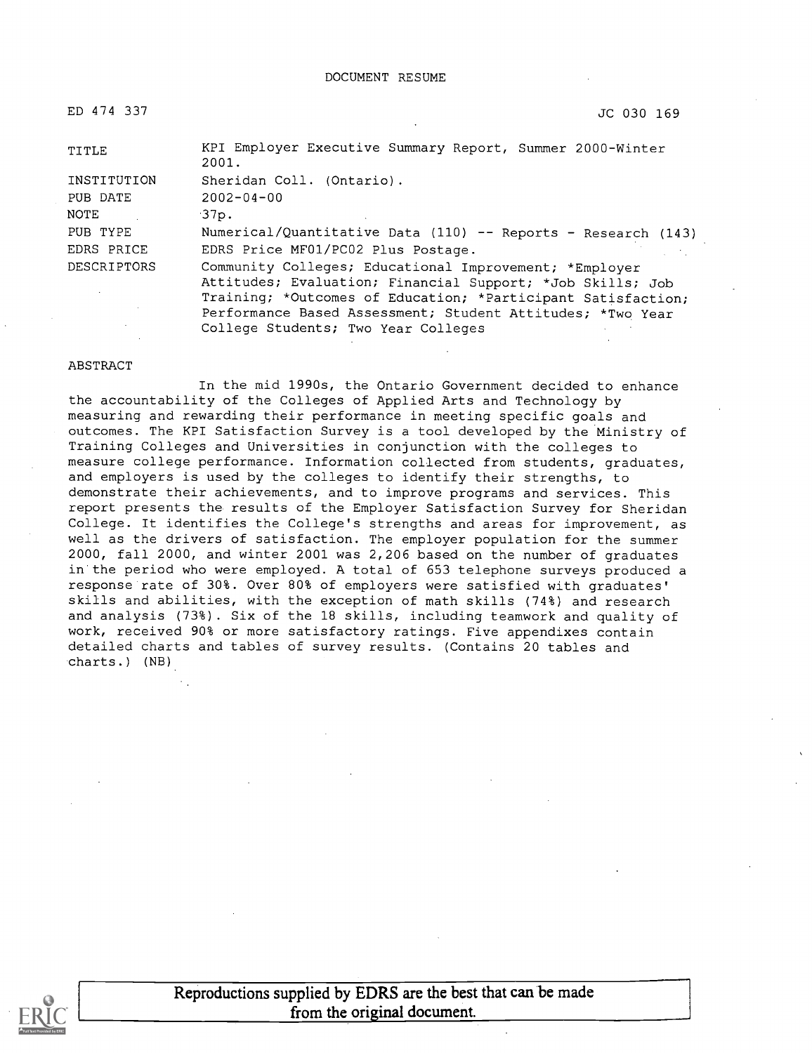DOCUMENT RESUME

ED 474 337 JC 030 169

| | |
|---|---|
| TITLE | KPI Employer Executive Summary Report, Summer 2000-Winter 2001. |
| INSTITUTION | Sheridan Coll. (Ontario). |
| PUB DATE | 2002-04-00 |
| NOTE | 37p. |
| PUB TYPE | Numerical/Quantitative Data (110) -- Reports - Research (143) |
| EDRS PRICE | EDRS Price MF01/PC02 Plus Postage. |
| DESCRIPTORS | Community Colleges; Educational Improvement; *Employer Attitudes; Evaluation; Financial Support; *Job Skills; Job Training; *Outcomes of Education; *Participant Satisfaction; Performance Based Assessment; Student Attitudes; *Two Year College Students; Two Year Colleges |

ABSTRACT

In the mid 1990s, the Ontario Government decided to enhance the accountability of the Colleges of Applied Arts and Technology by measuring and rewarding their performance in meeting specific goals and outcomes. The KPI Satisfaction Survey is a tool developed by the Ministry of Training Colleges and Universities in conjunction with the colleges to measure college performance. Information collected from students, graduates, and employers is used by the colleges to identify their strengths, to demonstrate their achievements, and to improve programs and services. This report presents the results of the Employer Satisfaction Survey for Sheridan College. It identifies the College's strengths and areas for improvement, as well as the drivers of satisfaction. The employer population for the summer 2000, fall 2000, and winter 2001 was 2,206 based on the number of graduates in the period who were employed. A total of 653 telephone surveys produced a response rate of 30%. Over 80% of employers were satisfied with graduates' skills and abilities, with the exception of math skills (74%) and research and analysis (73%). Six of the 18 skills, including teamwork and quality of work, received 90% or more satisfactory ratings. Five appendixes contain detailed charts and tables of survey results. (Contains 20 tables and charts.) (NB)

Reproductions supplied by EDRS are the best that can be made from the original document.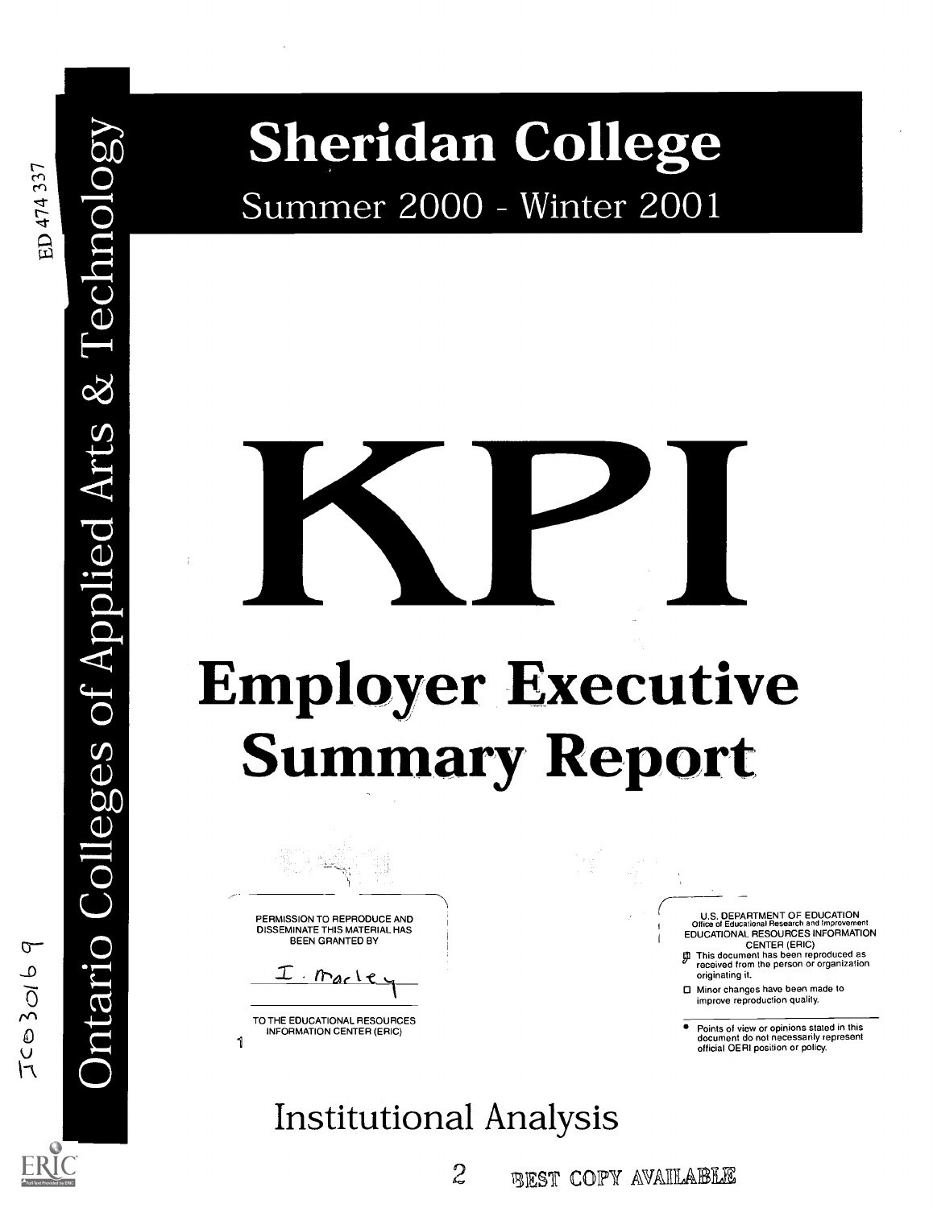ED 474 337

Ontario Colleges of Applied Arts & Technology

# Sheridan College

## Summer 2000 - Winter 2001

# KPI

# Employer Executive Summary Report

PERMISSION TO REPRODUCE AND DISSEMINATE THIS MATERIAL HAS BEEN GRANTED BY

I. Marley

TO THE EDUCATIONAL RESOURCES INFORMATION CENTER (ERIC)

U.S. DEPARTMENT OF EDUCATION
Office of Educational Research and Improvement
EDUCATIONAL RESOURCES INFORMATION CENTER (ERIC)

- This document has been reproduced as received from the person or organization originating it.
- Minor changes have been made to improve reproduction quality.

- Points of view or opinions stated in this document do not necessarily represent official OERI position or policy.

## Institutional Analysis

JC030169

BEST COPY AVAILABLE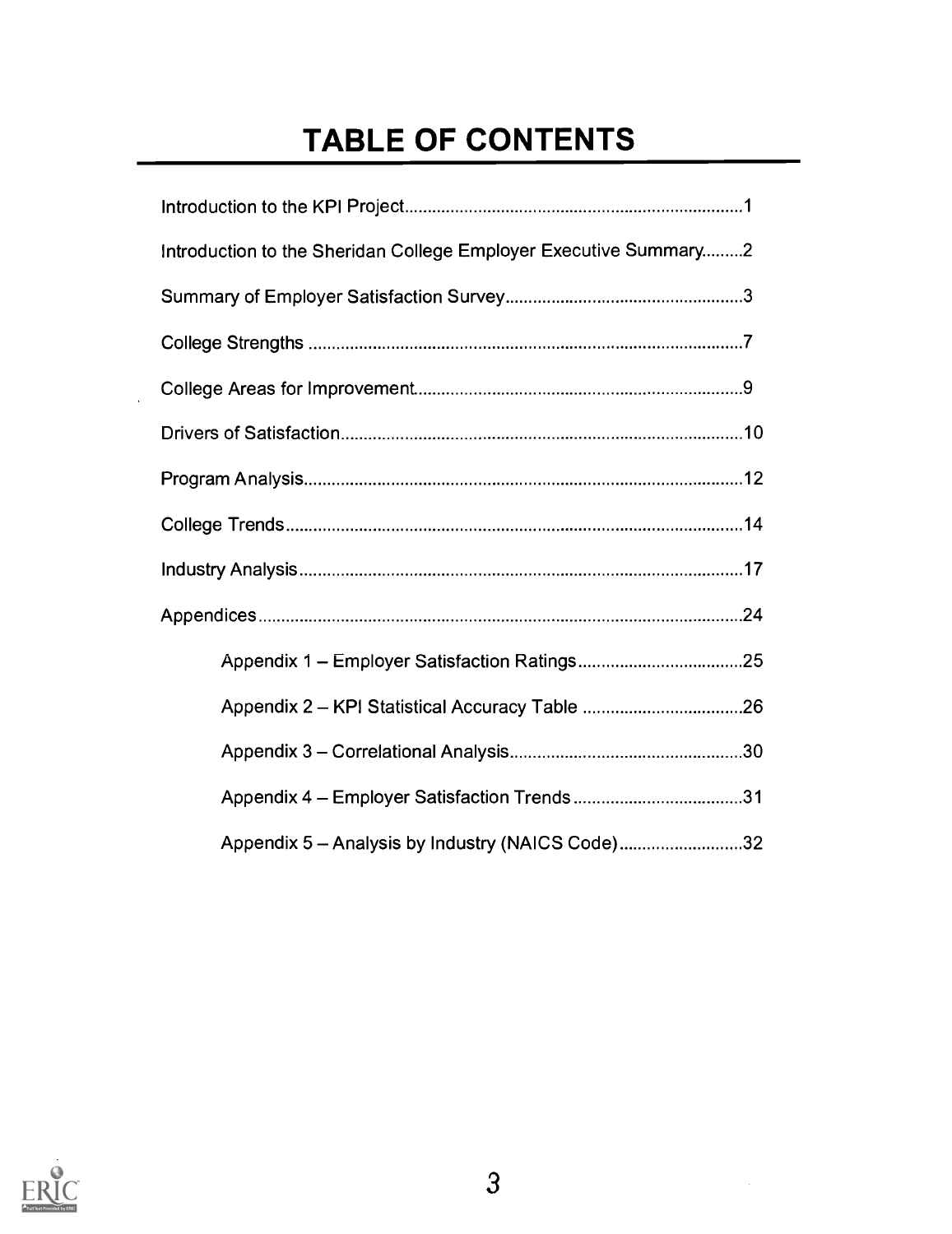# TABLE OF CONTENTS

Introduction to the KPI Project........................................................................1

Introduction to the Sheridan College Employer Executive Summary.........2

Summary of Employer Satisfaction Survey...................................................3

College Strengths ............................................................................................7

College Areas for Improvement......................................................................9

Drivers of Satisfaction.....................................................................................10

Program Analysis.............................................................................................12

College Trends..................................................................................................14

Industry Analysis...............................................................................................17

Appendices........................................................................................................24

- Appendix 1 – Employer Satisfaction Ratings....................................25
- Appendix 2 – KPI Statistical Accuracy Table ....................................26
- Appendix 3 – Correlational Analysis...................................................30
- Appendix 4 – Employer Satisfaction Trends.....................................31
- Appendix 5 – Analysis by Industry (NAICS Code)...........................32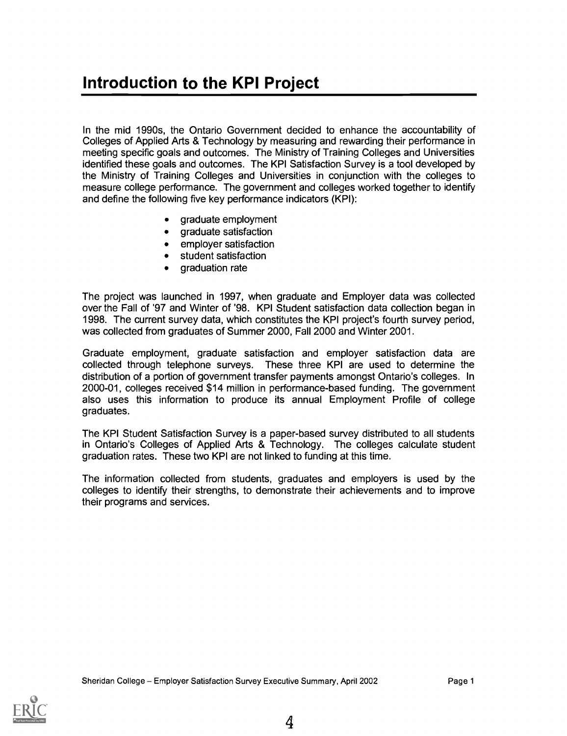# Introduction to the KPI Project

In the mid 1990s, the Ontario Government decided to enhance the accountability of Colleges of Applied Arts & Technology by measuring and rewarding their performance in meeting specific goals and outcomes. The Ministry of Training Colleges and Universities identified these goals and outcomes. The KPI Satisfaction Survey is a tool developed by the Ministry of Training Colleges and Universities in conjunction with the colleges to measure college performance. The government and colleges worked together to identify and define the following five key performance indicators (KPI):

- graduate employment
- graduate satisfaction
- employer satisfaction
- student satisfaction
- graduation rate

The project was launched in 1997, when graduate and Employer data was collected over the Fall of '97 and Winter of '98. KPI Student satisfaction data collection began in 1998. The current survey data, which constitutes the KPI project's fourth survey period, was collected from graduates of Summer 2000, Fall 2000 and Winter 2001.

Graduate employment, graduate satisfaction and employer satisfaction data are collected through telephone surveys. These three KPI are used to determine the distribution of a portion of government transfer payments amongst Ontario's colleges. In 2000-01, colleges received $14 million in performance-based funding. The government also uses this information to produce its annual Employment Profile of college graduates.

The KPI Student Satisfaction Survey is a paper-based survey distributed to all students in Ontario's Colleges of Applied Arts & Technology. The colleges calculate student graduation rates. These two KPI are not linked to funding at this time.

The information collected from students, graduates and employers is used by the colleges to identify their strengths, to demonstrate their achievements and to improve their programs and services.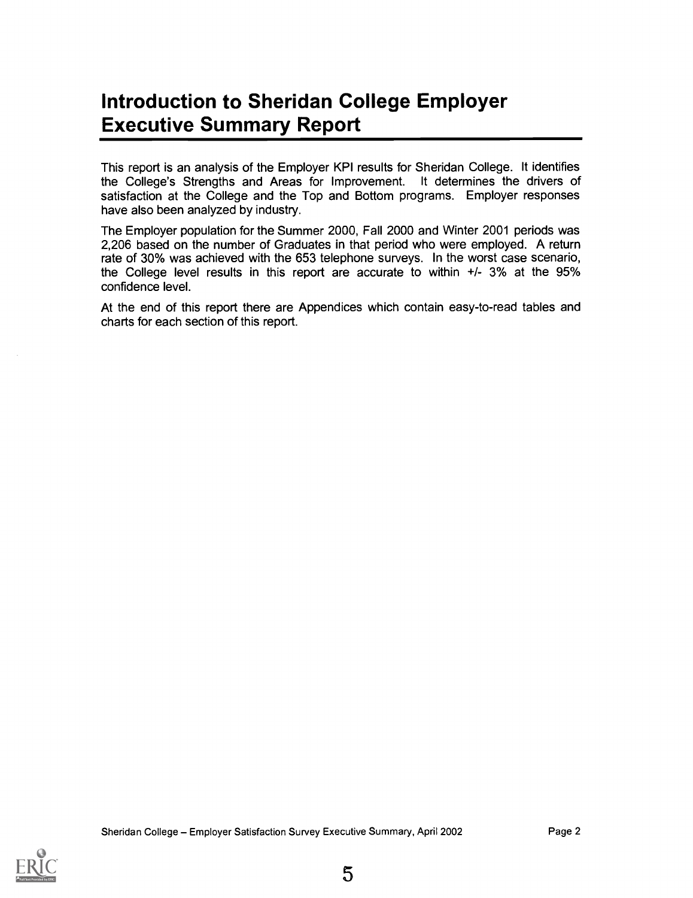# Introduction to Sheridan College Employer Executive Summary Report

This report is an analysis of the Employer KPI results for Sheridan College. It identifies the College's Strengths and Areas for Improvement. It determines the drivers of satisfaction at the College and the Top and Bottom programs. Employer responses have also been analyzed by industry.

The Employer population for the Summer 2000, Fall 2000 and Winter 2001 periods was 2,206 based on the number of Graduates in that period who were employed. A return rate of 30% was achieved with the 653 telephone surveys. In the worst case scenario, the College level results in this report are accurate to within +/- 3% at the 95% confidence level.

At the end of this report there are Appendices which contain easy-to-read tables and charts for each section of this report.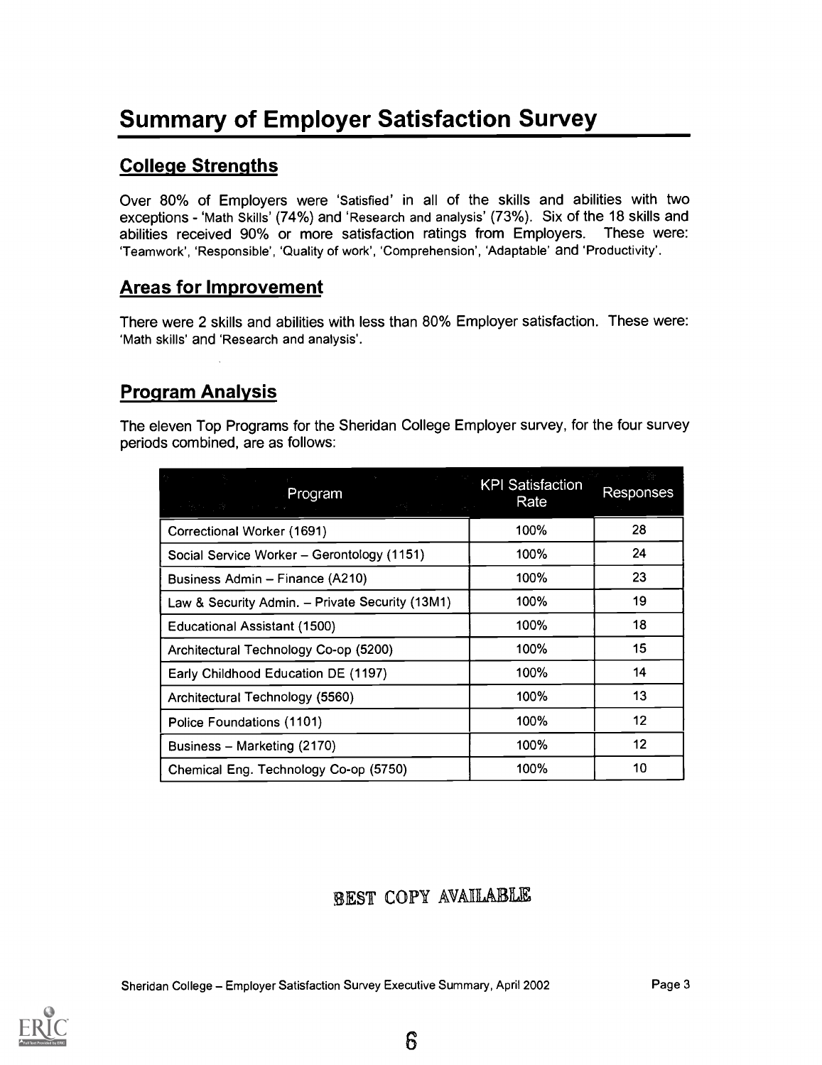# Summary of Employer Satisfaction Survey

## College Strengths

Over 80% of Employers were 'Satisfied' in all of the skills and abilities with two exceptions - 'Math Skills' (74%) and 'Research and analysis' (73%). Six of the 18 skills and abilities received 90% or more satisfaction ratings from Employers. These were: 'Teamwork', 'Responsible', 'Quality of work', 'Comprehension', 'Adaptable' and 'Productivity'.

## Areas for Improvement

There were 2 skills and abilities with less than 80% Employer satisfaction. These were: 'Math skills' and 'Research and analysis'.

## Program Analysis

The eleven Top Programs for the Sheridan College Employer survey, for the four survey periods combined, are as follows:

| Program | KPI Satisfaction Rate | Responses |
|---|---|---|
| Correctional Worker (1691) | 100% | 28 |
| Social Service Worker – Gerontology (1151) | 100% | 24 |
| Business Admin – Finance (A210) | 100% | 23 |
| Law & Security Admin. – Private Security (13M1) | 100% | 19 |
| Educational Assistant (1500) | 100% | 18 |
| Architectural Technology Co-op (5200) | 100% | 15 |
| Early Childhood Education DE (1197) | 100% | 14 |
| Architectural Technology (5560) | 100% | 13 |
| Police Foundations (1101) | 100% | 12 |
| Business – Marketing (2170) | 100% | 12 |
| Chemical Eng. Technology Co-op (5750) | 100% | 10 |

BEST COPY AVAILABLE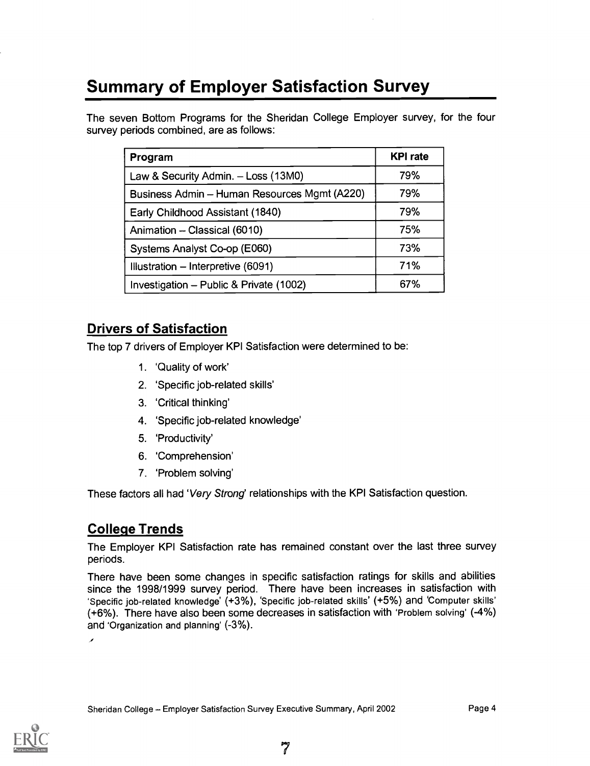# Summary of Employer Satisfaction Survey

The seven Bottom Programs for the Sheridan College Employer survey, for the four survey periods combined, are as follows:

| Program | KPI rate |
|---|---|
| Law & Security Admin. – Loss (13M0) | 79% |
| Business Admin – Human Resources Mgmt (A220) | 79% |
| Early Childhood Assistant (1840) | 79% |
| Animation – Classical (6010) | 75% |
| Systems Analyst Co-op (E060) | 73% |
| Illustration – Interpretive (6091) | 71% |
| Investigation – Public & Private (1002) | 67% |

## Drivers of Satisfaction

The top 7 drivers of Employer KPI Satisfaction were determined to be:

1. 'Quality of work'
2. 'Specific job-related skills'
3. 'Critical thinking'
4. 'Specific job-related knowledge'
5. 'Productivity'
6. 'Comprehension'
7. 'Problem solving'

These factors all had '*Very Strong*' relationships with the KPI Satisfaction question.

## College Trends

The Employer KPI Satisfaction rate has remained constant over the last three survey periods.

There have been some changes in specific satisfaction ratings for skills and abilities since the 1998/1999 survey period. There have been increases in satisfaction with 'Specific job-related knowledge' (+3%), 'Specific job-related skills' (+5%) and 'Computer skills' (+6%). There have also been some decreases in satisfaction with 'Problem solving' (-4%) and 'Organization and planning' (-3%).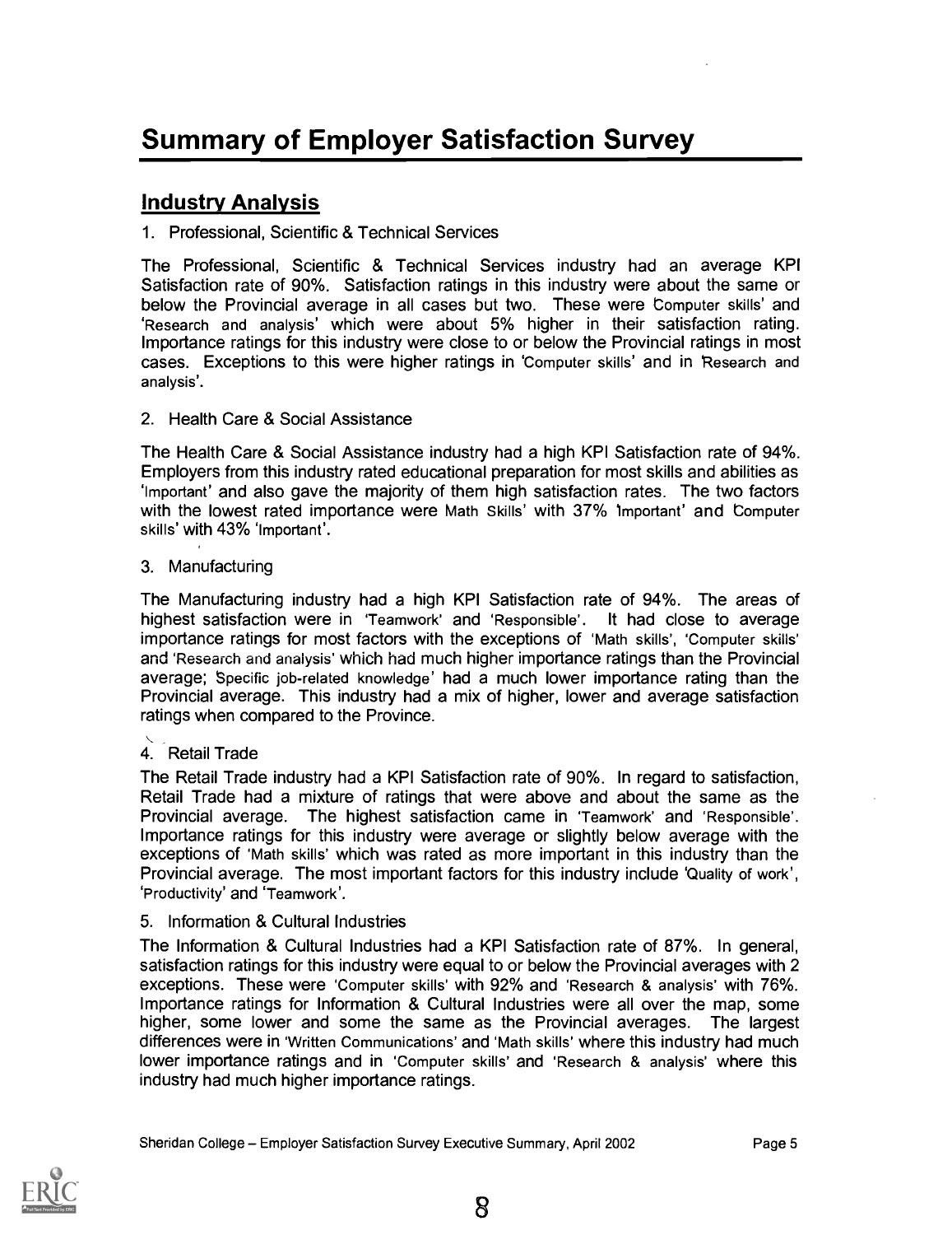# Summary of Employer Satisfaction Survey

## Industry Analysis

1. Professional, Scientific & Technical Services

The Professional, Scientific & Technical Services industry had an average KPI Satisfaction rate of 90%. Satisfaction ratings in this industry were about the same or below the Provincial average in all cases but two. These were 'Computer skills' and 'Research and analysis' which were about 5% higher in their satisfaction rating. Importance ratings for this industry were close to or below the Provincial ratings in most cases. Exceptions to this were higher ratings in 'Computer skills' and in 'Research and analysis'.

2. Health Care & Social Assistance

The Health Care & Social Assistance industry had a high KPI Satisfaction rate of 94%. Employers from this industry rated educational preparation for most skills and abilities as 'Important' and also gave the majority of them high satisfaction rates. The two factors with the lowest rated importance were Math Skills' with 37% 'Important' and 'Computer skills' with 43% 'Important'.

3. Manufacturing

The Manufacturing industry had a high KPI Satisfaction rate of 94%. The areas of highest satisfaction were in 'Teamwork' and 'Responsible'. It had close to average importance ratings for most factors with the exceptions of 'Math skills', 'Computer skills' and 'Research and analysis' which had much higher importance ratings than the Provincial average; 'Specific job-related knowledge' had a much lower importance rating than the Provincial average. This industry had a mix of higher, lower and average satisfaction ratings when compared to the Province.

4. Retail Trade

The Retail Trade industry had a KPI Satisfaction rate of 90%. In regard to satisfaction, Retail Trade had a mixture of ratings that were above and about the same as the Provincial average. The highest satisfaction came in 'Teamwork' and 'Responsible'. Importance ratings for this industry were average or slightly below average with the exceptions of 'Math skills' which was rated as more important in this industry than the Provincial average. The most important factors for this industry include 'Quality of work', 'Productivity' and 'Teamwork'.

5. Information & Cultural Industries

The Information & Cultural Industries had a KPI Satisfaction rate of 87%. In general, satisfaction ratings for this industry were equal to or below the Provincial averages with 2 exceptions. These were 'Computer skills' with 92% and 'Research & analysis' with 76%. Importance ratings for Information & Cultural Industries were all over the map, some higher, some lower and some the same as the Provincial averages. The largest differences were in 'Written Communications' and 'Math skills' where this industry had much lower importance ratings and in 'Computer skills' and 'Research & analysis' where this industry had much higher importance ratings.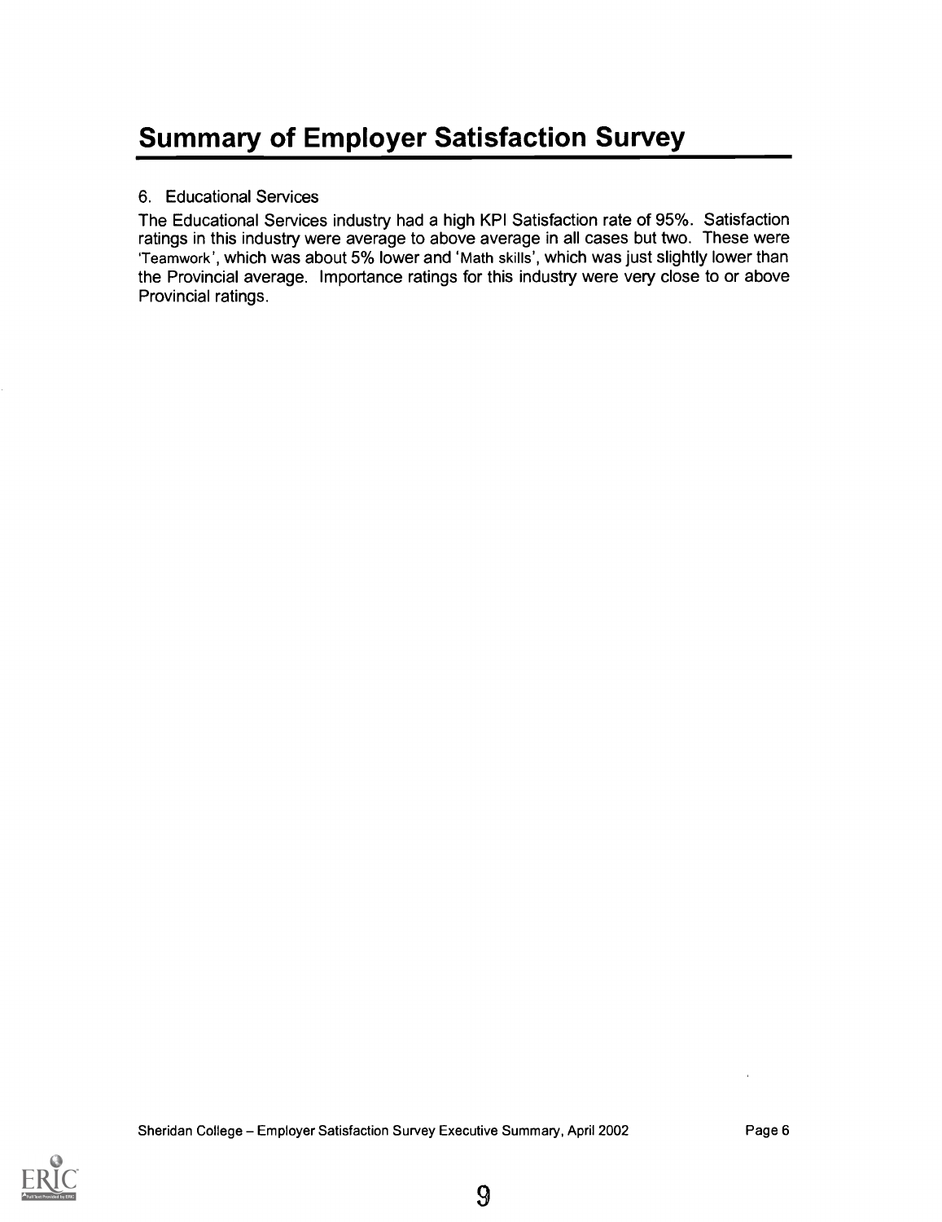# Summary of Employer Satisfaction Survey

6. Educational Services

The Educational Services industry had a high KPI Satisfaction rate of 95%. Satisfaction ratings in this industry were average to above average in all cases but two. These were 'Teamwork', which was about 5% lower and 'Math skills', which was just slightly lower than the Provincial average. Importance ratings for this industry were very close to or above Provincial ratings.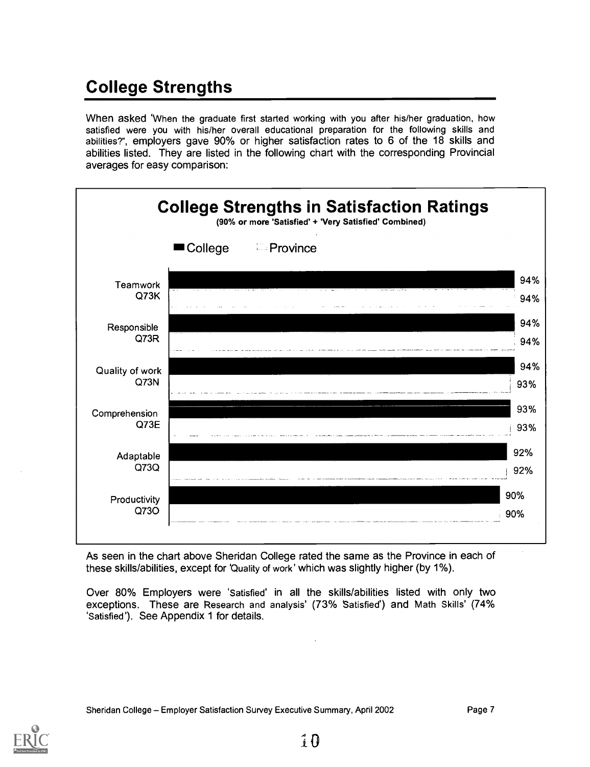## College Strengths

When asked 'When the graduate first started working with you after his/her graduation, how satisfied were you with his/her overall educational preparation for the following skills and abilities?", employers gave 90% or higher satisfaction rates to 6 of the 18 skills and abilities listed. They are listed in the following chart with the corresponding Provincial averages for easy comparison:

**College Strengths in Satisfaction Ratings**
(90% or more 'Satisfied' + 'Very Satisfied' Combined)

| Skill/Ability | College | Province |
|---|---|---|
| Teamwork Q73K | 94% | 94% |
| Responsible Q73R | 94% | 94% |
| Quality of work Q73N | 94% | 93% |
| Comprehension Q73E | 93% | 93% |
| Adaptable Q73Q | 92% | 92% |
| Productivity Q73O | 90% | 90% |

As seen in the chart above Sheridan College rated the same as the Province in each of these skills/abilities, except for 'Quality of work' which was slightly higher (by 1%).

Over 80% Employers were 'Satisfied' in all the skills/abilities listed with only two exceptions. These are Research and analysis' (73% 'Satisfied') and Math Skills' (74% 'Satisfied'). See Appendix 1 for details.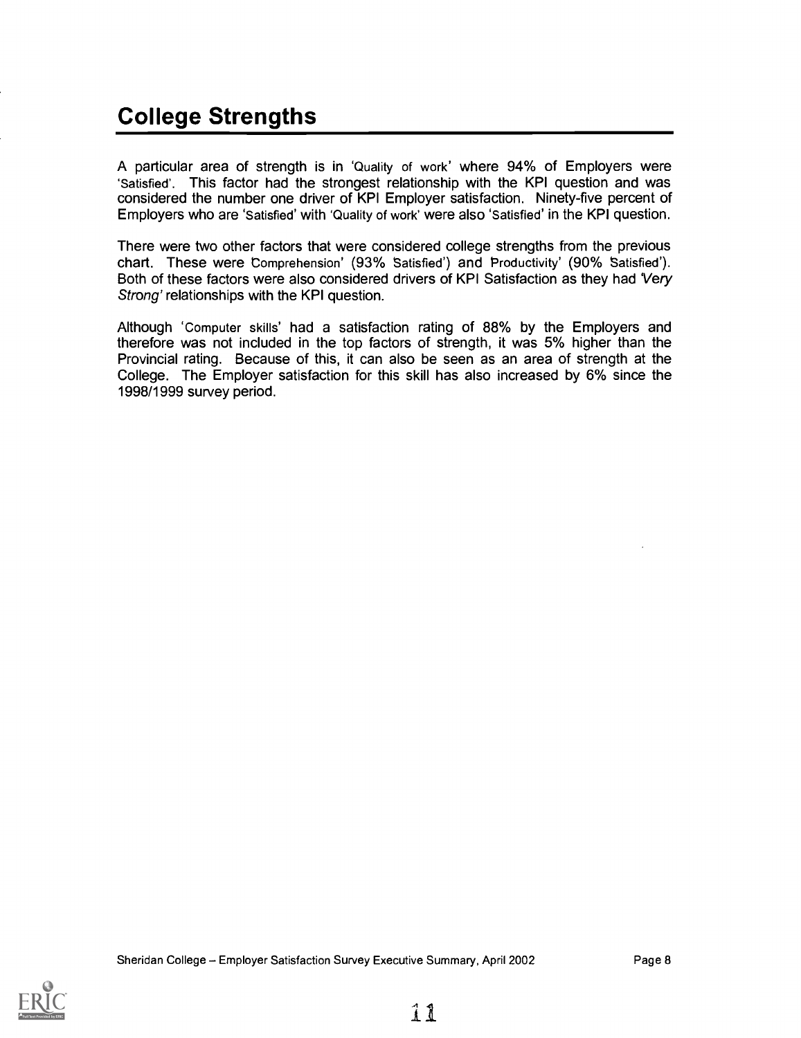# College Strengths

A particular area of strength is in 'Quality of work' where 94% of Employers were 'Satisfied'. This factor had the strongest relationship with the KPI question and was considered the number one driver of KPI Employer satisfaction. Ninety-five percent of Employers who are 'Satisfied' with 'Quality of work' were also 'Satisfied' in the KPI question.

There were two other factors that were considered college strengths from the previous chart. These were 'Comprehension' (93% 'Satisfied') and 'Productivity' (90% 'Satisfied'). Both of these factors were also considered drivers of KPI Satisfaction as they had '*Very Strong*' relationships with the KPI question.

Although 'Computer skills' had a satisfaction rating of 88% by the Employers and therefore was not included in the top factors of strength, it was 5% higher than the Provincial rating. Because of this, it can also be seen as an area of strength at the College. The Employer satisfaction for this skill has also increased by 6% since the 1998/1999 survey period.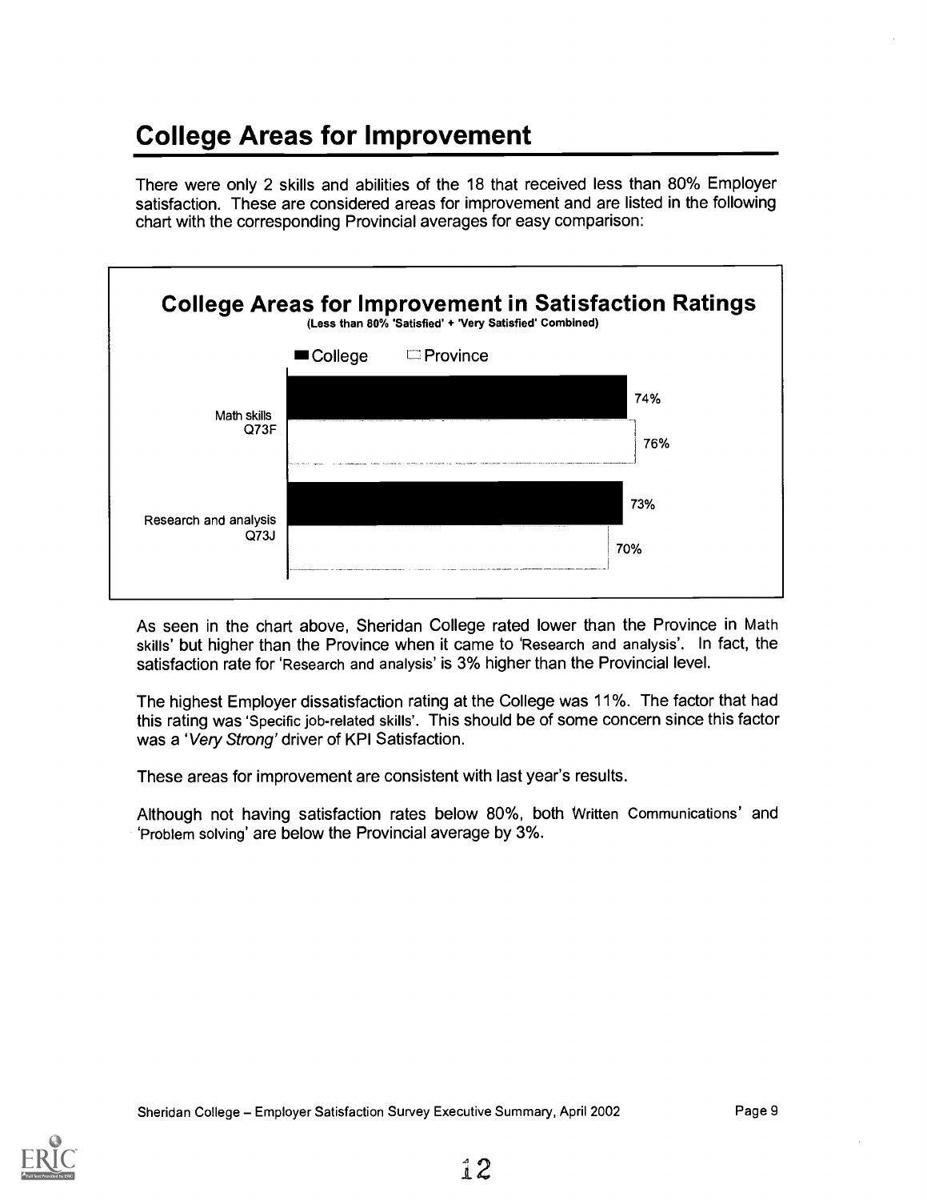# College Areas for Improvement

There were only 2 skills and abilities of the 18 that received less than 80% Employer satisfaction. These are considered areas for improvement and are listed in the following chart with the corresponding Provincial averages for easy comparison:

**College Areas for Improvement in Satisfaction Ratings**
(Less than 80% 'Satisfied' + 'Very Satisfied' Combined)

| | College | Province |
|---|---|---|
| Math skills Q73F | 74% | 76% |
| Research and analysis Q73J | 73% | 70% |

As seen in the chart above, Sheridan College rated lower than the Province in Math skills' but higher than the Province when it came to 'Research and analysis'. In fact, the satisfaction rate for 'Research and analysis' is 3% higher than the Provincial level.

The highest Employer dissatisfaction rating at the College was 11%. The factor that had this rating was 'Specific job-related skills'. This should be of some concern since this factor was a '*Very Strong*' driver of KPI Satisfaction.

These areas for improvement are consistent with last year's results.

Although not having satisfaction rates below 80%, both Written Communications' and 'Problem solving' are below the Provincial average by 3%.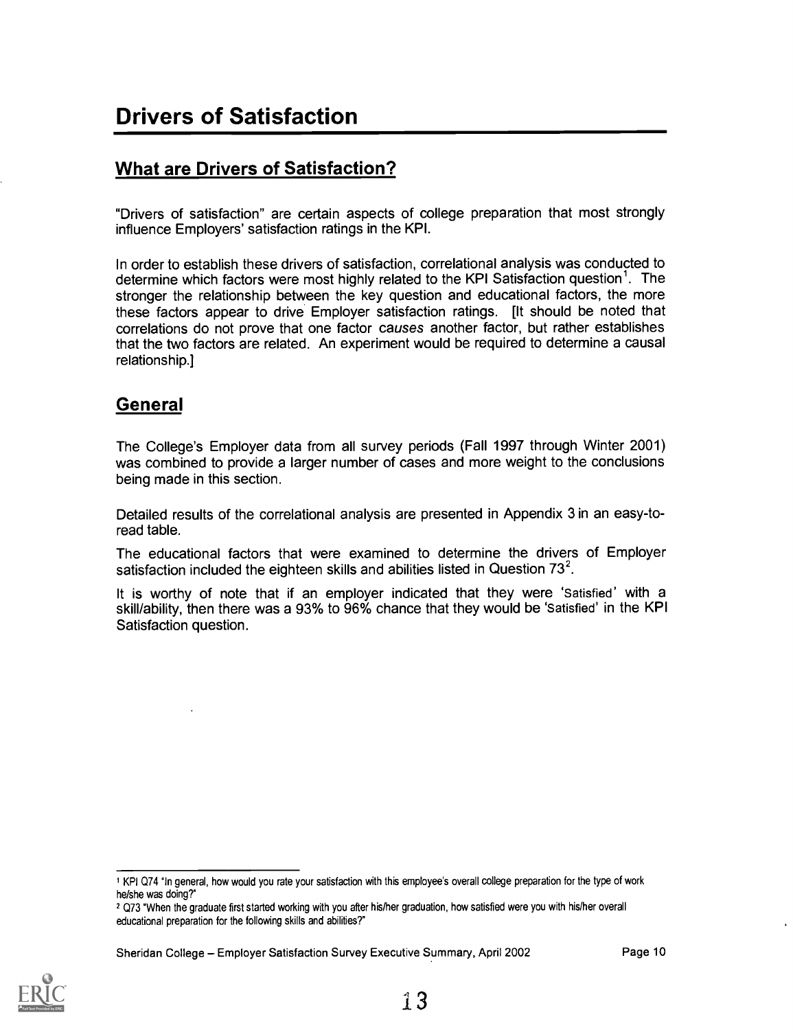# Drivers of Satisfaction

## What are Drivers of Satisfaction?

"Drivers of satisfaction" are certain aspects of college preparation that most strongly influence Employers' satisfaction ratings in the KPI.

In order to establish these drivers of satisfaction, correlational analysis was conducted to determine which factors were most highly related to the KPI Satisfaction question[1]. The stronger the relationship between the key question and educational factors, the more these factors appear to drive Employer satisfaction ratings. [It should be noted that correlations do not prove that one factor *causes* another factor, but rather establishes that the two factors are related. An experiment would be required to determine a causal relationship.]

## General

The College's Employer data from all survey periods (Fall 1997 through Winter 2001) was combined to provide a larger number of cases and more weight to the conclusions being made in this section.

Detailed results of the correlational analysis are presented in Appendix 3 in an easy-to-read table.

The educational factors that were examined to determine the drivers of Employer satisfaction included the eighteen skills and abilities listed in Question 73[2].

It is worthy of note that if an employer indicated that they were 'Satisfied' with a skill/ability, then there was a 93% to 96% chance that they would be 'Satisfied' in the KPI Satisfaction question.

---

[1] KPI Q74 "In general, how would you rate your satisfaction with this employee's overall college preparation for the type of work he/she was doing?"

[2] Q73 "When the graduate first started working with you after his/her graduation, how satisfied were you with his/her overall educational preparation for the following skills and abilities?"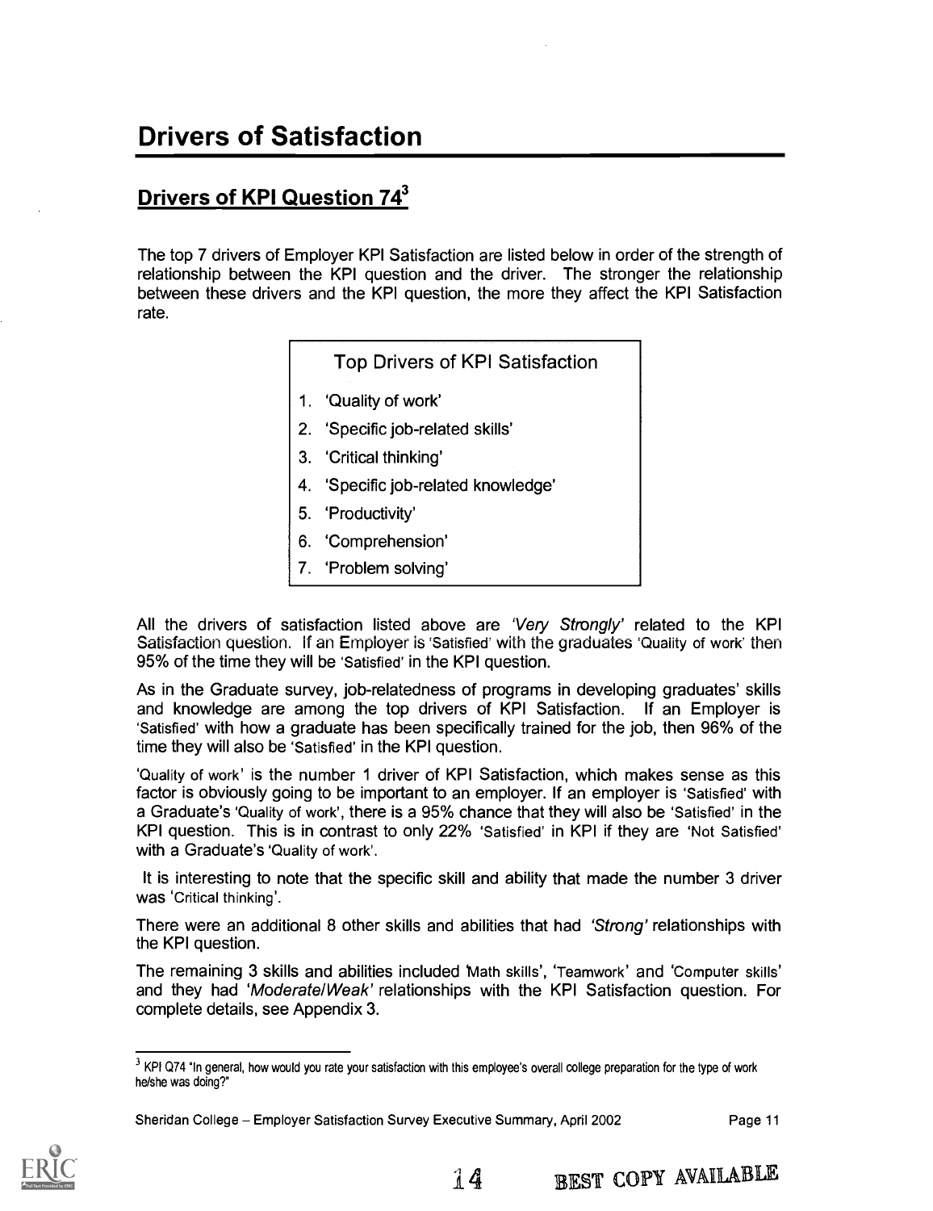# Drivers of Satisfaction

## Drivers of KPI Question 74[3]

The top 7 drivers of Employer KPI Satisfaction are listed below in order of the strength of relationship between the KPI question and the driver. The stronger the relationship between these drivers and the KPI question, the more they affect the KPI Satisfaction rate.

**Top Drivers of KPI Satisfaction**

1. 'Quality of work'
2. 'Specific job-related skills'
3. 'Critical thinking'
4. 'Specific job-related knowledge'
5. 'Productivity'
6. 'Comprehension'
7. 'Problem solving'

All the drivers of satisfaction listed above are *'Very Strongly'* related to the KPI Satisfaction question. If an Employer is 'Satisfied' with the graduates 'Quality of work' then 95% of the time they will be 'Satisfied' in the KPI question.

As in the Graduate survey, job-relatedness of programs in developing graduates' skills and knowledge are among the top drivers of KPI Satisfaction. If an Employer is 'Satisfied' with how a graduate has been specifically trained for the job, then 96% of the time they will also be 'Satisfied' in the KPI question.

'Quality of work' is the number 1 driver of KPI Satisfaction, which makes sense as this factor is obviously going to be important to an employer. If an employer is 'Satisfied' with a Graduate's 'Quality of work', there is a 95% chance that they will also be 'Satisfied' in the KPI question. This is in contrast to only 22% 'Satisfied' in KPI if they are 'Not Satisfied' with a Graduate's 'Quality of work'.

It is interesting to note that the specific skill and ability that made the number 3 driver was 'Critical thinking'.

There were an additional 8 other skills and abilities that had *'Strong'* relationships with the KPI question.

The remaining 3 skills and abilities included 'Math skills', 'Teamwork' and 'Computer skills' and they had *'Moderate/Weak'* relationships with the KPI Satisfaction question. For complete details, see Appendix 3.

---

[3] KPI Q74 "In general, how would you rate your satisfaction with this employee's overall college preparation for the type of work he/she was doing?"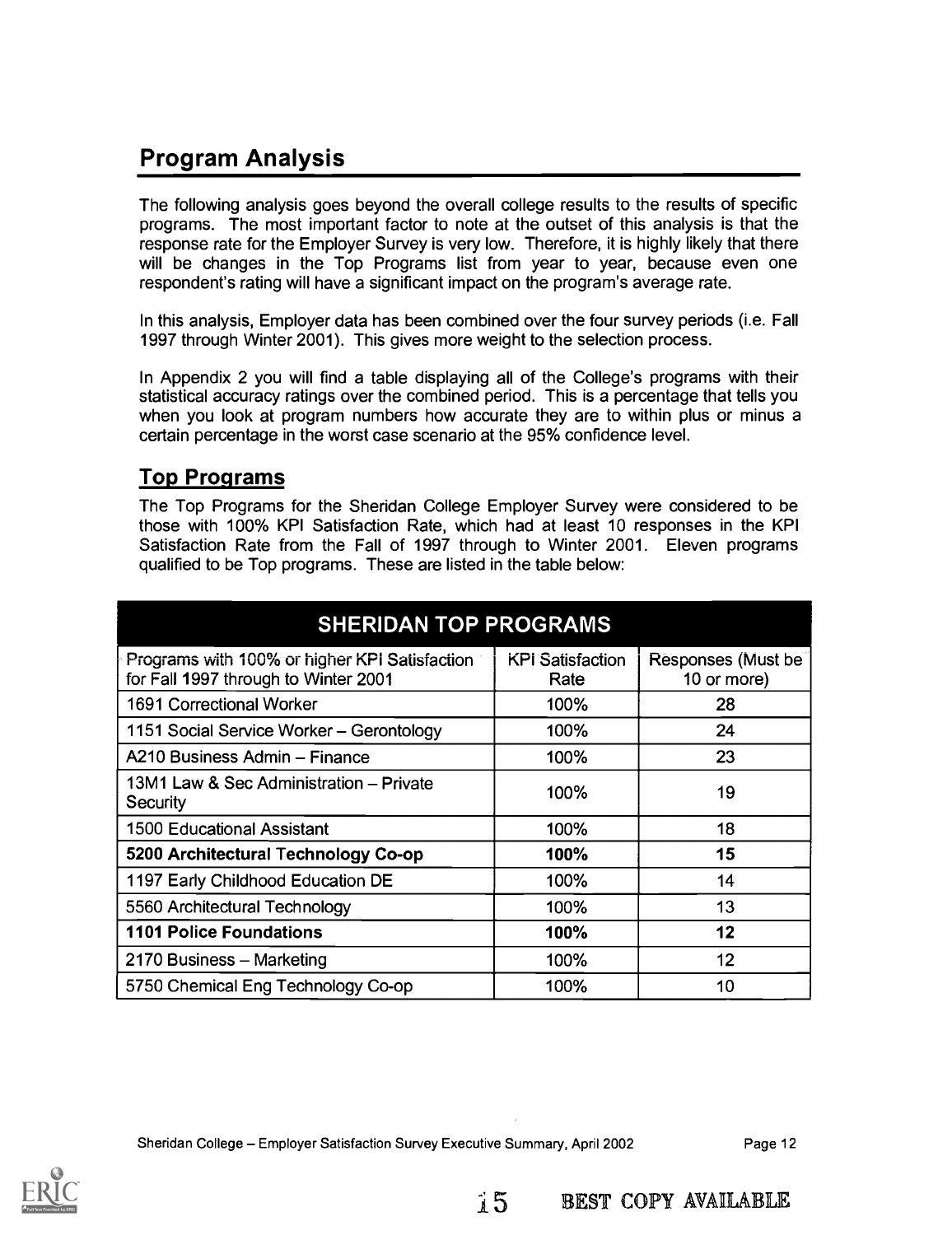## Program Analysis

The following analysis goes beyond the overall college results to the results of specific programs. The most important factor to note at the outset of this analysis is that the response rate for the Employer Survey is very low. Therefore, it is highly likely that there will be changes in the Top Programs list from year to year, because even one respondent's rating will have a significant impact on the program's average rate.

In this analysis, Employer data has been combined over the four survey periods (i.e. Fall 1997 through Winter 2001). This gives more weight to the selection process.

In Appendix 2 you will find a table displaying all of the College's programs with their statistical accuracy ratings over the combined period. This is a percentage that tells you when you look at program numbers how accurate they are to within plus or minus a certain percentage in the worst case scenario at the 95% confidence level.

### Top Programs

The Top Programs for the Sheridan College Employer Survey were considered to be those with 100% KPI Satisfaction Rate, which had at least 10 responses in the KPI Satisfaction Rate from the Fall of 1997 through to Winter 2001. Eleven programs qualified to be Top programs. These are listed in the table below:

| SHERIDAN TOP PROGRAMS | | |
|---|---|---|
| Programs with 100% or higher KPI Satisfaction for Fall 1997 through to Winter 2001 | KPI Satisfaction Rate | Responses (Must be 10 or more) |
| 1691 Correctional Worker | 100% | 28 |
| 1151 Social Service Worker – Gerontology | 100% | 24 |
| A210 Business Admin – Finance | 100% | 23 |
| 13M1 Law & Sec Administration – Private Security | 100% | 19 |
| 1500 Educational Assistant | 100% | 18 |
| **5200 Architectural Technology Co-op** | **100%** | **15** |
| 1197 Early Childhood Education DE | 100% | 14 |
| 5560 Architectural Technology | 100% | 13 |
| **1101 Police Foundations** | **100%** | **12** |
| 2170 Business – Marketing | 100% | 12 |
| 5750 Chemical Eng Technology Co-op | 100% | 10 |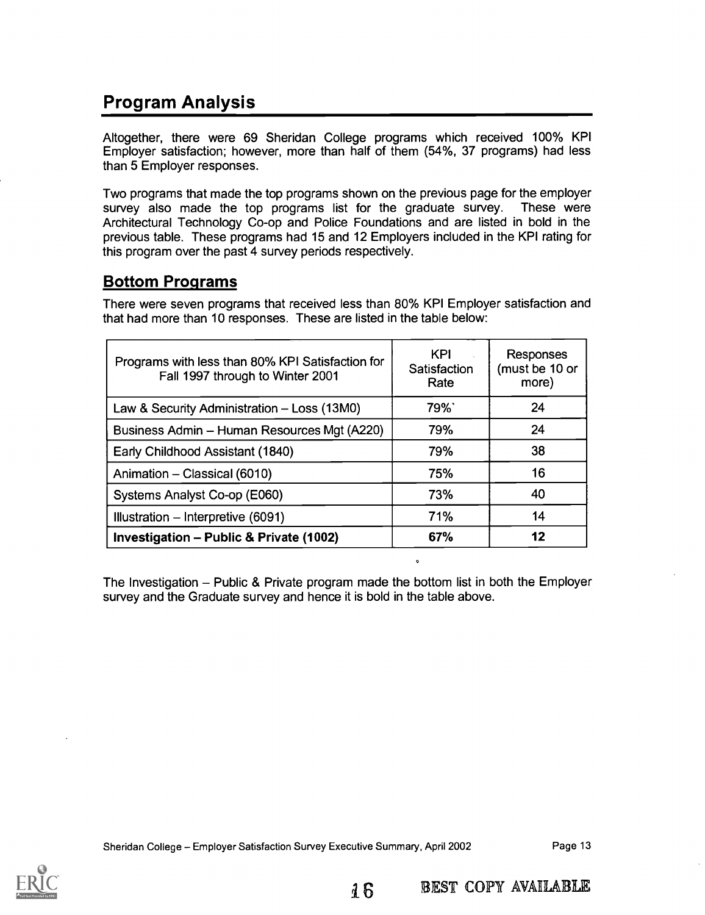## Program Analysis

Altogether, there were 69 Sheridan College programs which received 100% KPI Employer satisfaction; however, more than half of them (54%, 37 programs) had less than 5 Employer responses.

Two programs that made the top programs shown on the previous page for the employer survey also made the top programs list for the graduate survey. These were Architectural Technology Co-op and Police Foundations and are listed in bold in the previous table. These programs had 15 and 12 Employers included in the KPI rating for this program over the past 4 survey periods respectively.

### Bottom Programs

There were seven programs that received less than 80% KPI Employer satisfaction and that had more than 10 responses. These are listed in the table below:

| Programs with less than 80% KPI Satisfaction for Fall 1997 through to Winter 2001 | KPI Satisfaction Rate | Responses (must be 10 or more) |
|---|---|---|
| Law & Security Administration – Loss (13M0) | 79%` | 24 |
| Business Admin – Human Resources Mgt (A220) | 79% | 24 |
| Early Childhood Assistant (1840) | 79% | 38 |
| Animation – Classical (6010) | 75% | 16 |
| Systems Analyst Co-op (E060) | 73% | 40 |
| Illustration – Interpretive (6091) | 71% | 14 |
| **Investigation – Public & Private (1002)** | **67%** | **12** |

The Investigation – Public & Private program made the bottom list in both the Employer survey and the Graduate survey and hence it is bold in the table above.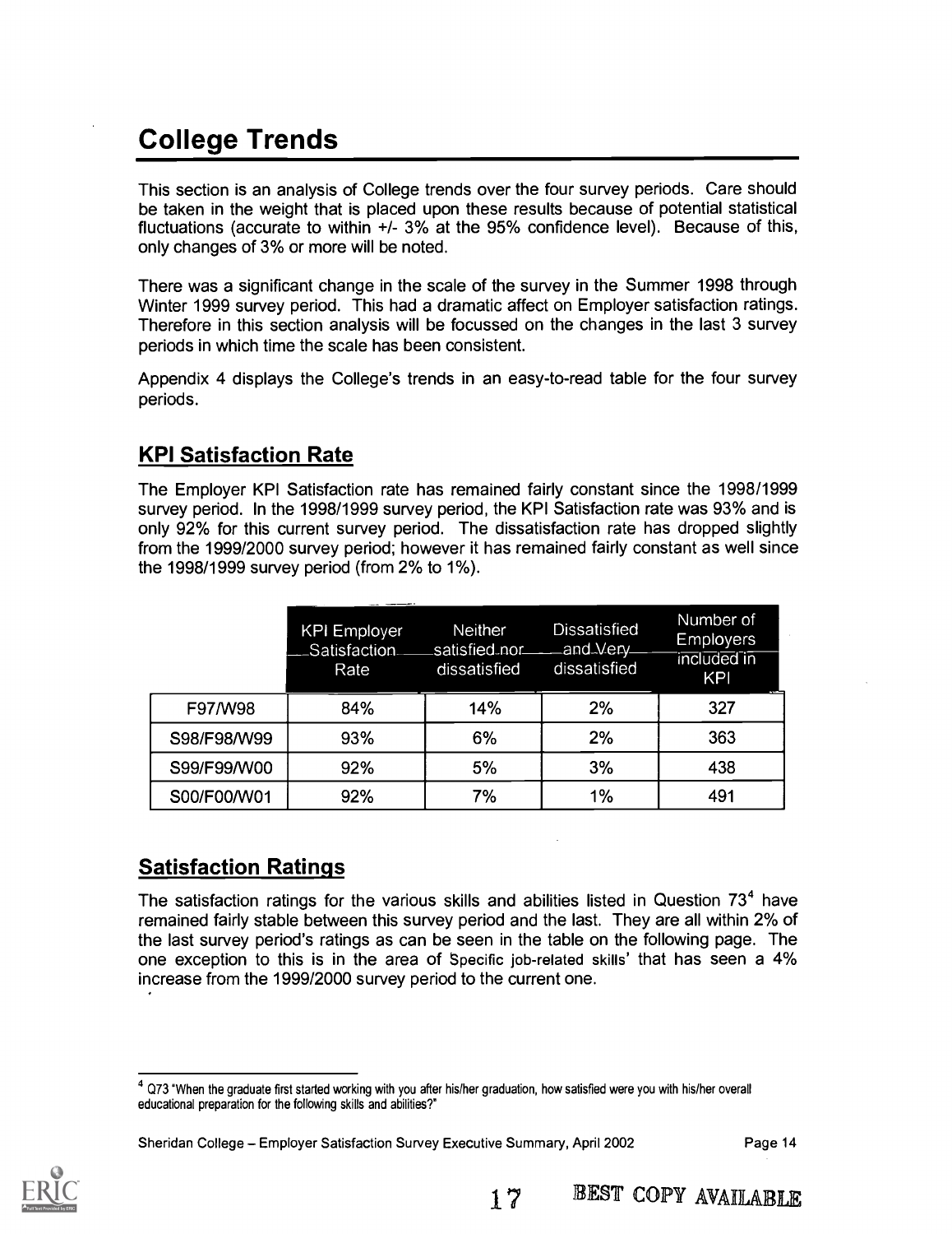# College Trends

This section is an analysis of College trends over the four survey periods. Care should be taken in the weight that is placed upon these results because of potential statistical fluctuations (accurate to within +/- 3% at the 95% confidence level). Because of this, only changes of 3% or more will be noted.

There was a significant change in the scale of the survey in the Summer 1998 through Winter 1999 survey period. This had a dramatic affect on Employer satisfaction ratings. Therefore in this section analysis will be focussed on the changes in the last 3 survey periods in which time the scale has been consistent.

Appendix 4 displays the College's trends in an easy-to-read table for the four survey periods.

## KPI Satisfaction Rate

The Employer KPI Satisfaction rate has remained fairly constant since the 1998/1999 survey period. In the 1998/1999 survey period, the KPI Satisfaction rate was 93% and is only 92% for this current survey period. The dissatisfaction rate has dropped slightly from the 1999/2000 survey period; however it has remained fairly constant as well since the 1998/1999 survey period (from 2% to 1%).

| | KPI Employer Satisfaction Rate | Neither satisfied nor dissatisfied | Dissatisfied and Very dissatisfied | Number of Employers included in KPI |
|---|---|---|---|---|
| F97/W98 | 84% | 14% | 2% | 327 |
| S98/F98/W99 | 93% | 6% | 2% | 363 |
| S99/F99/W00 | 92% | 5% | 3% | 438 |
| S00/F00/W01 | 92% | 7% | 1% | 491 |

## Satisfaction Ratings

The satisfaction ratings for the various skills and abilities listed in Question 73[4] have remained fairly stable between this survey period and the last. They are all within 2% of the last survey period's ratings as can be seen in the table on the following page. The one exception to this is in the area of Specific job-related skills' that has seen a 4% increase from the 1999/2000 survey period to the current one.

[4] Q73 "When the graduate first started working with you after his/her graduation, how satisfied were you with his/her overall educational preparation for the following skills and abilities?"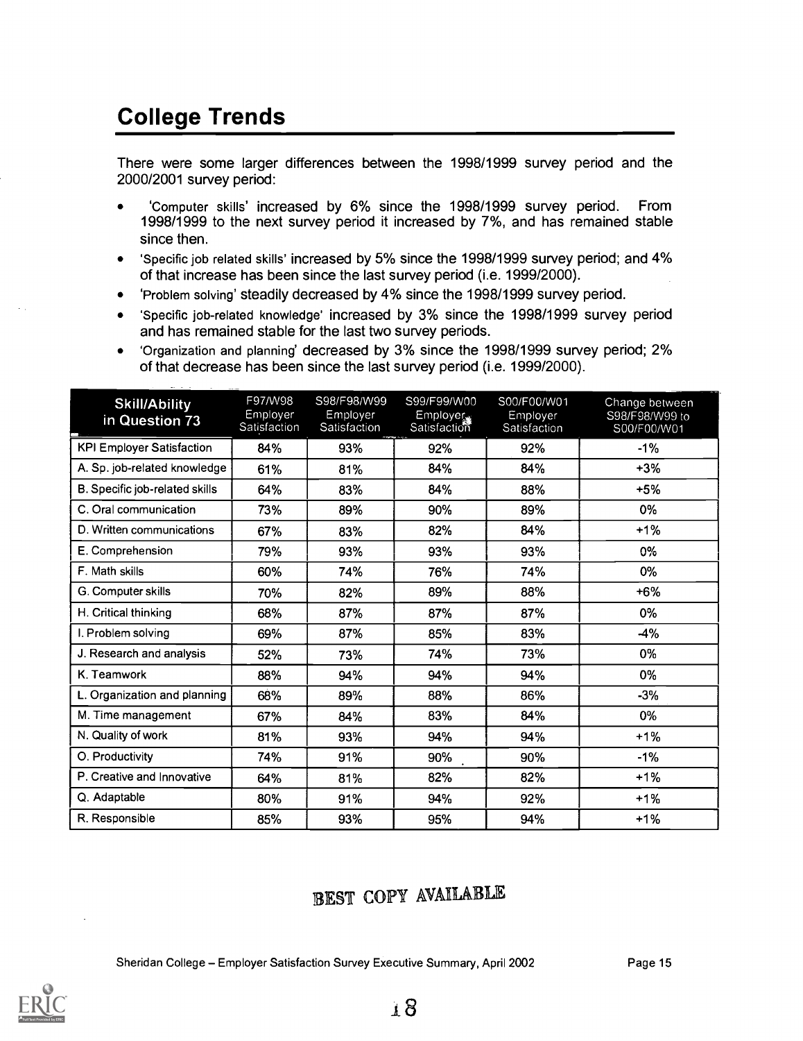# College Trends

There were some larger differences between the 1998/1999 survey period and the 2000/2001 survey period:

- 'Computer skills' increased by 6% since the 1998/1999 survey period. From 1998/1999 to the next survey period it increased by 7%, and has remained stable since then.
- 'Specific job related skills' increased by 5% since the 1998/1999 survey period; and 4% of that increase has been since the last survey period (i.e. 1999/2000).
- 'Problem solving' steadily decreased by 4% since the 1998/1999 survey period.
- 'Specific job-related knowledge' increased by 3% since the 1998/1999 survey period and has remained stable for the last two survey periods.
- 'Organization and planning' decreased by 3% since the 1998/1999 survey period; 2% of that decrease has been since the last survey period (i.e. 1999/2000).

| Skill/Ability in Question 73 | F97/W98 Employer Satisfaction | S98/F98/W99 Employer Satisfaction | S99/F99/W00 Employer Satisfaction | S00/F00/W01 Employer Satisfaction | Change between S98/F98/W99 to S00/F00/W01 |
|---|---|---|---|---|---|
| KPI Employer Satisfaction | 84% | 93% | 92% | 92% | -1% |
| A. Sp. job-related knowledge | 61% | 81% | 84% | 84% | +3% |
| B. Specific job-related skills | 64% | 83% | 84% | 88% | +5% |
| C. Oral communication | 73% | 89% | 90% | 89% | 0% |
| D. Written communications | 67% | 83% | 82% | 84% | +1% |
| E. Comprehension | 79% | 93% | 93% | 93% | 0% |
| F. Math skills | 60% | 74% | 76% | 74% | 0% |
| G. Computer skills | 70% | 82% | 89% | 88% | +6% |
| H. Critical thinking | 68% | 87% | 87% | 87% | 0% |
| I. Problem solving | 69% | 87% | 85% | 83% | -4% |
| J. Research and analysis | 52% | 73% | 74% | 73% | 0% |
| K. Teamwork | 88% | 94% | 94% | 94% | 0% |
| L. Organization and planning | 68% | 89% | 88% | 86% | -3% |
| M. Time management | 67% | 84% | 83% | 84% | 0% |
| N. Quality of work | 81% | 93% | 94% | 94% | +1% |
| O. Productivity | 74% | 91% | 90% | 90% | -1% |
| P. Creative and Innovative | 64% | 81% | 82% | 82% | +1% |
| Q. Adaptable | 80% | 91% | 94% | 92% | +1% |
| R. Responsible | 85% | 93% | 95% | 94% | +1% |

BEST COPY AVAILABLE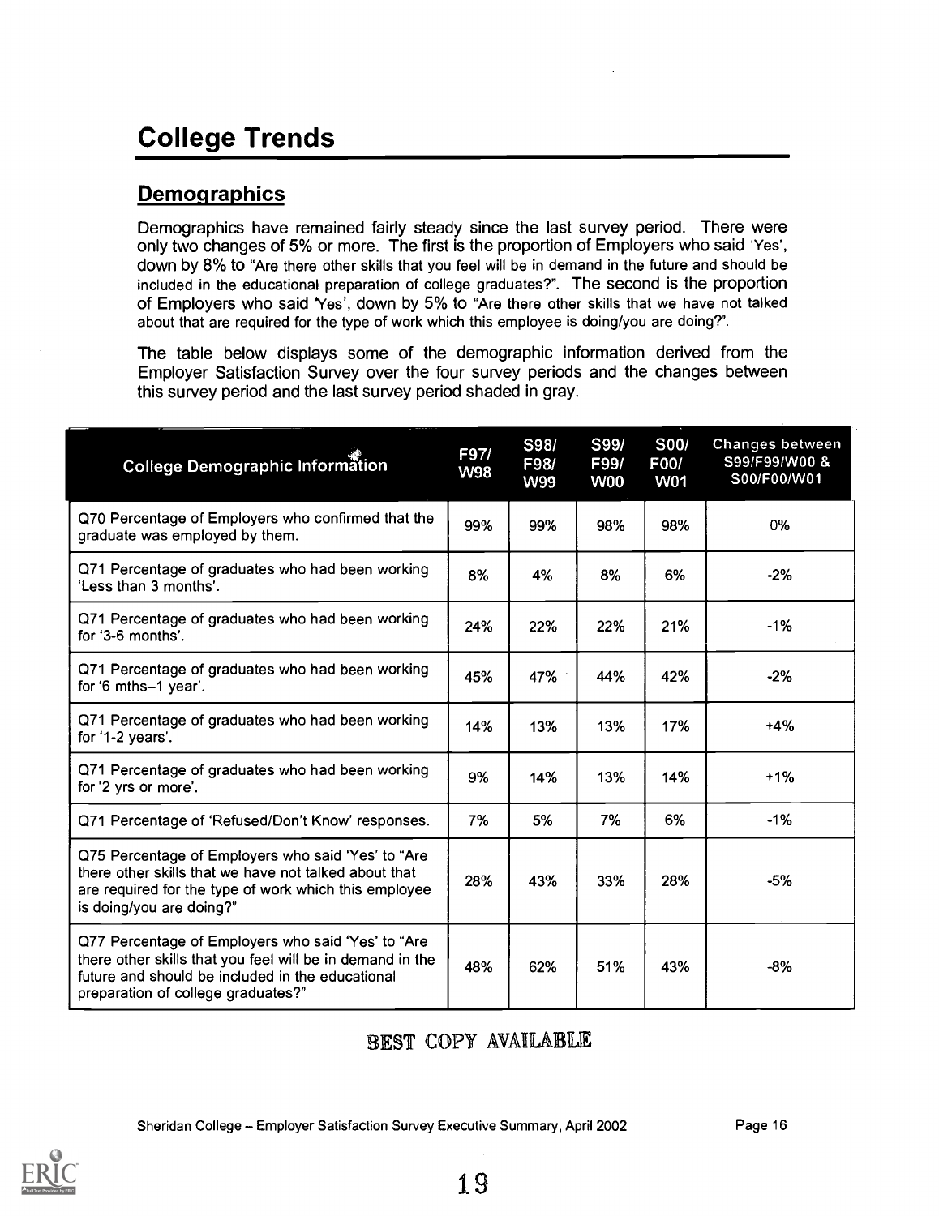# College Trends

## Demographics

Demographics have remained fairly steady since the last survey period. There were only two changes of 5% or more. The first is the proportion of Employers who said 'Yes', down by 8% to "Are there other skills that you feel will be in demand in the future and should be included in the educational preparation of college graduates?". The second is the proportion of Employers who said 'Yes', down by 5% to "Are there other skills that we have not talked about that are required for the type of work which this employee is doing/you are doing?".

The table below displays some of the demographic information derived from the Employer Satisfaction Survey over the four survey periods and the changes between this survey period and the last survey period shaded in gray.

| College Demographic Information | F97/ W98 | S98/ F98/ W99 | S99/ F99/ W00 | S00/ F00/ W01 | Changes between S99/F99/W00 & S00/F00/W01 |
|---|---|---|---|---|---|
| Q70 Percentage of Employers who confirmed that the graduate was employed by them. | 99% | 99% | 98% | 98% | 0% |
| Q71 Percentage of graduates who had been working 'Less than 3 months'. | 8% | 4% | 8% | 6% | -2% |
| Q71 Percentage of graduates who had been working for '3-6 months'. | 24% | 22% | 22% | 21% | -1% |
| Q71 Percentage of graduates who had been working for '6 mths–1 year'. | 45% | 47% | 44% | 42% | -2% |
| Q71 Percentage of graduates who had been working for '1-2 years'. | 14% | 13% | 13% | 17% | +4% |
| Q71 Percentage of graduates who had been working for '2 yrs or more'. | 9% | 14% | 13% | 14% | +1% |
| Q71 Percentage of 'Refused/Don't Know' responses. | 7% | 5% | 7% | 6% | -1% |
| Q75 Percentage of Employers who said 'Yes' to "Are there other skills that we have not talked about that are required for the type of work which this employee is doing/you are doing?" | 28% | 43% | 33% | 28% | -5% |
| Q77 Percentage of Employers who said 'Yes' to "Are there other skills that you feel will be in demand in the future and should be included in the educational preparation of college graduates?" | 48% | 62% | 51% | 43% | -8% |

BEST COPY AVAILABLE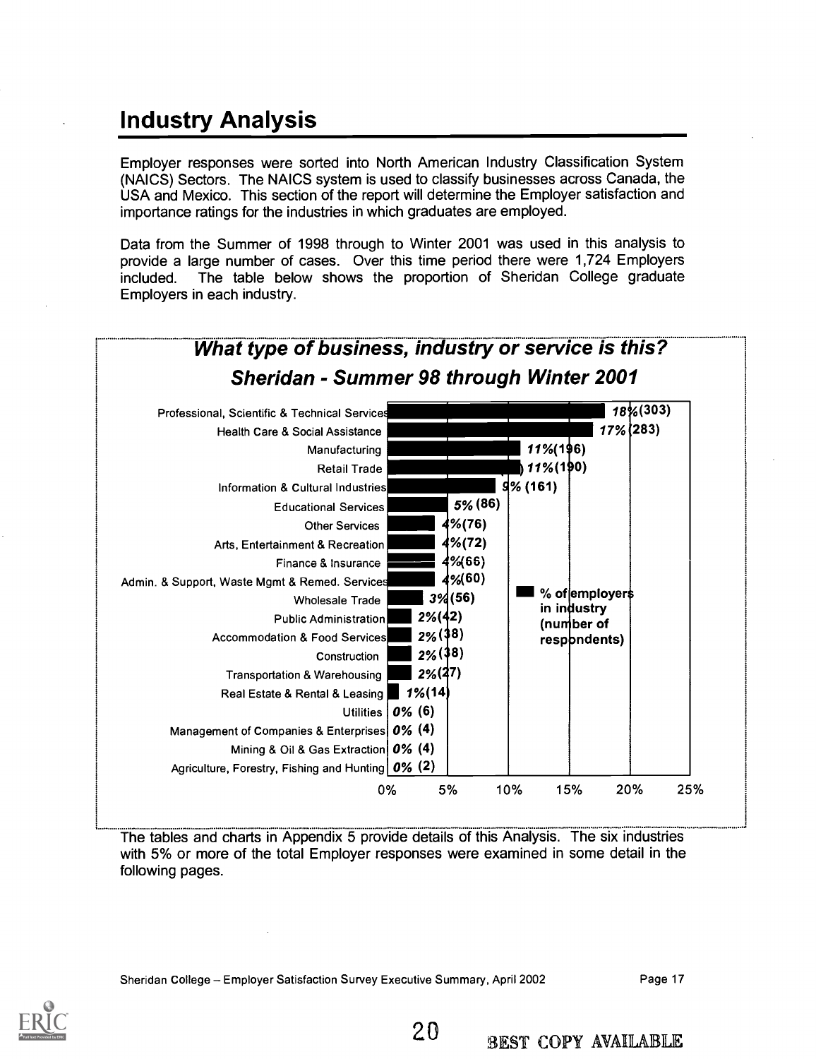# Industry Analysis

Employer responses were sorted into North American Industry Classification System (NAICS) Sectors. The NAICS system is used to classify businesses across Canada, the USA and Mexico. This section of the report will determine the Employer satisfaction and importance ratings for the industries in which graduates are employed.

Data from the Summer of 1998 through to Winter 2001 was used in this analysis to provide a large number of cases. Over this time period there were 1,724 Employers included. The table below shows the proportion of Sheridan College graduate Employers in each industry.

***What type of business, industry or service is this?***

***Sheridan - Summer 98 through Winter 2001***

| Industry | % of employers in industry (number of respondents) |
|---|---|
| Professional, Scientific & Technical Services | 18% (303) |
| Health Care & Social Assistance | 17% (283) |
| Manufacturing | 11% (196) |
| Retail Trade | 11% (190) |
| Information & Cultural Industries | 9% (161) |
| Educational Services | 5% (86) |
| Other Services | 4% (76) |
| Arts, Entertainment & Recreation | 4% (72) |
| Finance & Insurance | 4% (66) |
| Admin. & Support, Waste Mgmt & Remed. Services | 4% (60) |
| Wholesale Trade | 3% (56) |
| Public Administration | 2% (42) |
| Accommodation & Food Services | 2% (38) |
| Construction | 2% (38) |
| Transportation & Warehousing | 2% (27) |
| Real Estate & Rental & Leasing | 1% (14) |
| Utilities | 0% (6) |
| Management of Companies & Enterprises | 0% (4) |
| Mining & Oil & Gas Extraction | 0% (4) |
| Agriculture, Forestry, Fishing and Hunting | 0% (2) |

The tables and charts in Appendix 5 provide details of this Analysis. The six industries with 5% or more of the total Employer responses were examined in some detail in the following pages.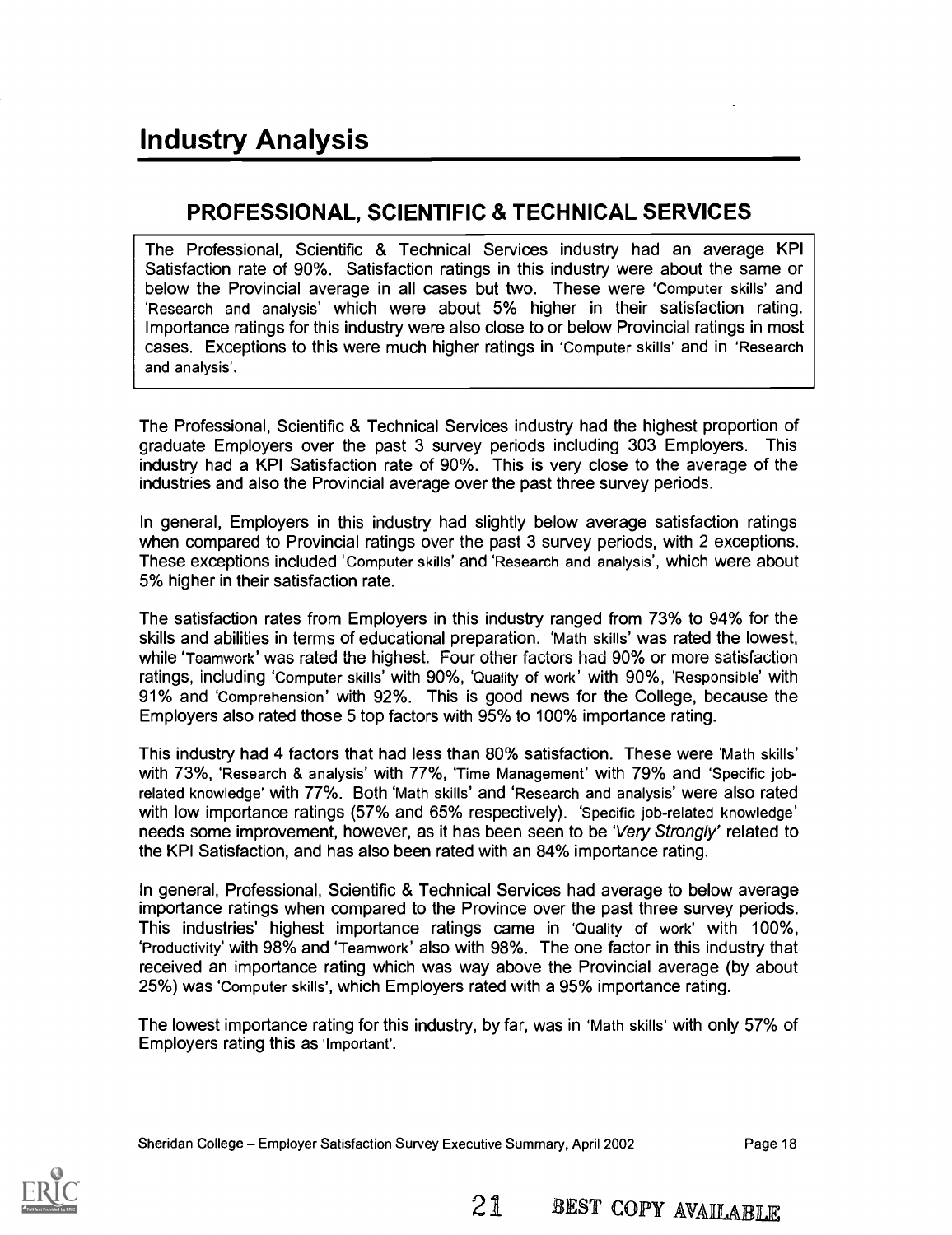# Industry Analysis

## PROFESSIONAL, SCIENTIFIC & TECHNICAL SERVICES

The Professional, Scientific & Technical Services industry had an average KPI Satisfaction rate of 90%. Satisfaction ratings in this industry were about the same or below the Provincial average in all cases but two. These were 'Computer skills' and 'Research and analysis' which were about 5% higher in their satisfaction rating. Importance ratings for this industry were also close to or below Provincial ratings in most cases. Exceptions to this were much higher ratings in 'Computer skills' and in 'Research and analysis'.

The Professional, Scientific & Technical Services industry had the highest proportion of graduate Employers over the past 3 survey periods including 303 Employers. This industry had a KPI Satisfaction rate of 90%. This is very close to the average of the industries and also the Provincial average over the past three survey periods.

In general, Employers in this industry had slightly below average satisfaction ratings when compared to Provincial ratings over the past 3 survey periods, with 2 exceptions. These exceptions included 'Computer skills' and 'Research and analysis', which were about 5% higher in their satisfaction rate.

The satisfaction rates from Employers in this industry ranged from 73% to 94% for the skills and abilities in terms of educational preparation. 'Math skills' was rated the lowest, while 'Teamwork' was rated the highest. Four other factors had 90% or more satisfaction ratings, including 'Computer skills' with 90%, 'Quality of work' with 90%, 'Responsible' with 91% and 'Comprehension' with 92%. This is good news for the College, because the Employers also rated those 5 top factors with 95% to 100% importance rating.

This industry had 4 factors that had less than 80% satisfaction. These were 'Math skills' with 73%, 'Research & analysis' with 77%, 'Time Management' with 79% and 'Specific job-related knowledge' with 77%. Both 'Math skills' and 'Research and analysis' were also rated with low importance ratings (57% and 65% respectively). 'Specific job-related knowledge' needs some improvement, however, as it has been seen to be *'Very Strongly'* related to the KPI Satisfaction, and has also been rated with an 84% importance rating.

In general, Professional, Scientific & Technical Services had average to below average importance ratings when compared to the Province over the past three survey periods. This industries' highest importance ratings came in 'Quality of work' with 100%, 'Productivity' with 98% and 'Teamwork' also with 98%. The one factor in this industry that received an importance rating which was way above the Provincial average (by about 25%) was 'Computer skills', which Employers rated with a 95% importance rating.

The lowest importance rating for this industry, by far, was in 'Math skills' with only 57% of Employers rating this as 'Important'.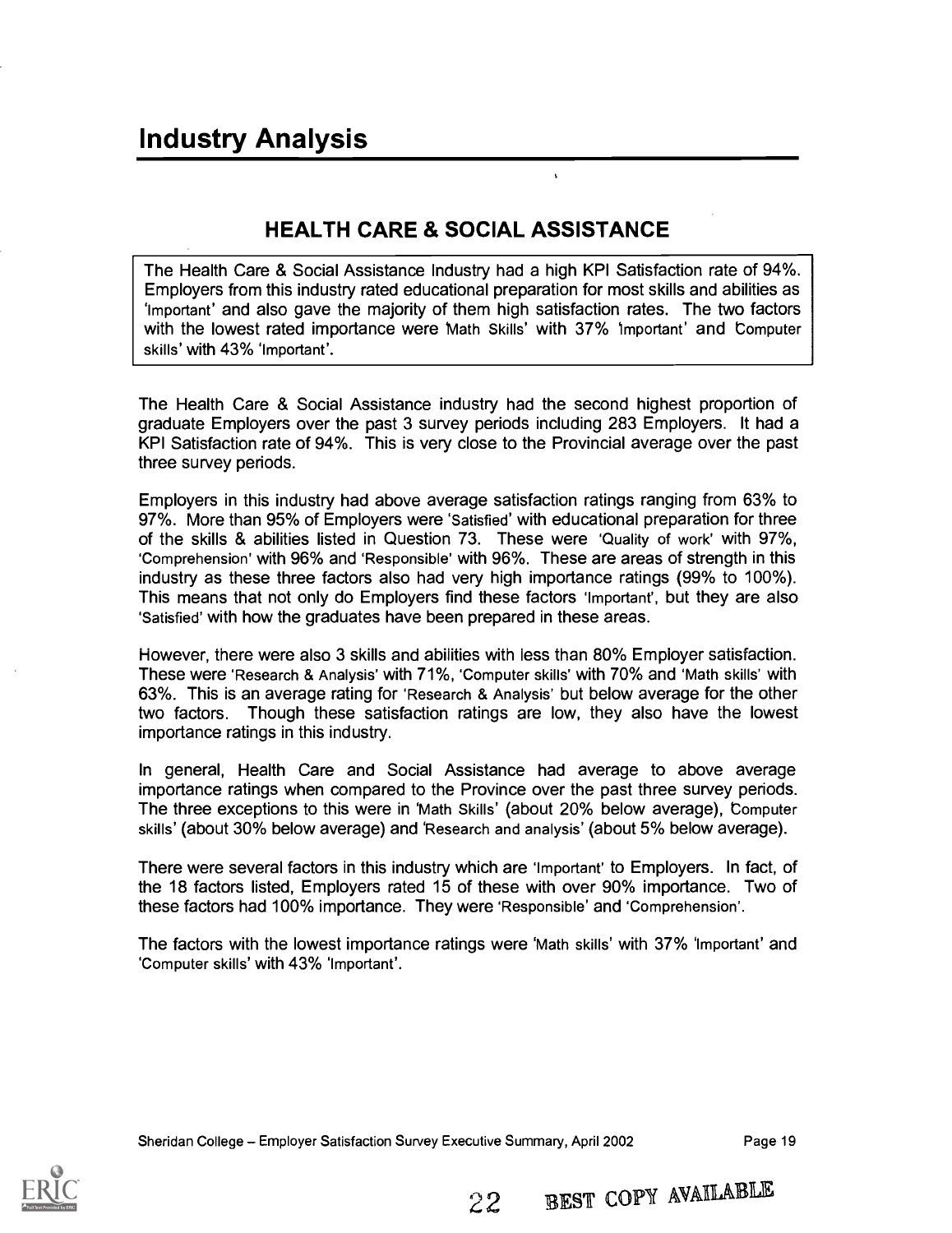# Industry Analysis

## HEALTH CARE & SOCIAL ASSISTANCE

The Health Care & Social Assistance Industry had a high KPI Satisfaction rate of 94%. Employers from this industry rated educational preparation for most skills and abilities as 'Important' and also gave the majority of them high satisfaction rates. The two factors with the lowest rated importance were 'Math Skills' with 37% 'Important' and 'Computer skills' with 43% 'Important'.

The Health Care & Social Assistance industry had the second highest proportion of graduate Employers over the past 3 survey periods including 283 Employers. It had a KPI Satisfaction rate of 94%. This is very close to the Provincial average over the past three survey periods.

Employers in this industry had above average satisfaction ratings ranging from 63% to 97%. More than 95% of Employers were 'Satisfied' with educational preparation for three of the skills & abilities listed in Question 73. These were 'Quality of work' with 97%, 'Comprehension' with 96% and 'Responsible' with 96%. These are areas of strength in this industry as these three factors also had very high importance ratings (99% to 100%). This means that not only do Employers find these factors 'Important', but they are also 'Satisfied' with how the graduates have been prepared in these areas.

However, there were also 3 skills and abilities with less than 80% Employer satisfaction. These were 'Research & Analysis' with 71%, 'Computer skills' with 70% and 'Math skills' with 63%. This is an average rating for 'Research & Analysis' but below average for the other two factors. Though these satisfaction ratings are low, they also have the lowest importance ratings in this industry.

In general, Health Care and Social Assistance had average to above average importance ratings when compared to the Province over the past three survey periods. The three exceptions to this were in 'Math Skills' (about 20% below average), 'Computer skills' (about 30% below average) and 'Research and analysis' (about 5% below average).

There were several factors in this industry which are 'Important' to Employers. In fact, of the 18 factors listed, Employers rated 15 of these with over 90% importance. Two of these factors had 100% importance. They were 'Responsible' and 'Comprehension'.

The factors with the lowest importance ratings were 'Math skills' with 37% 'Important' and 'Computer skills' with 43% 'Important'.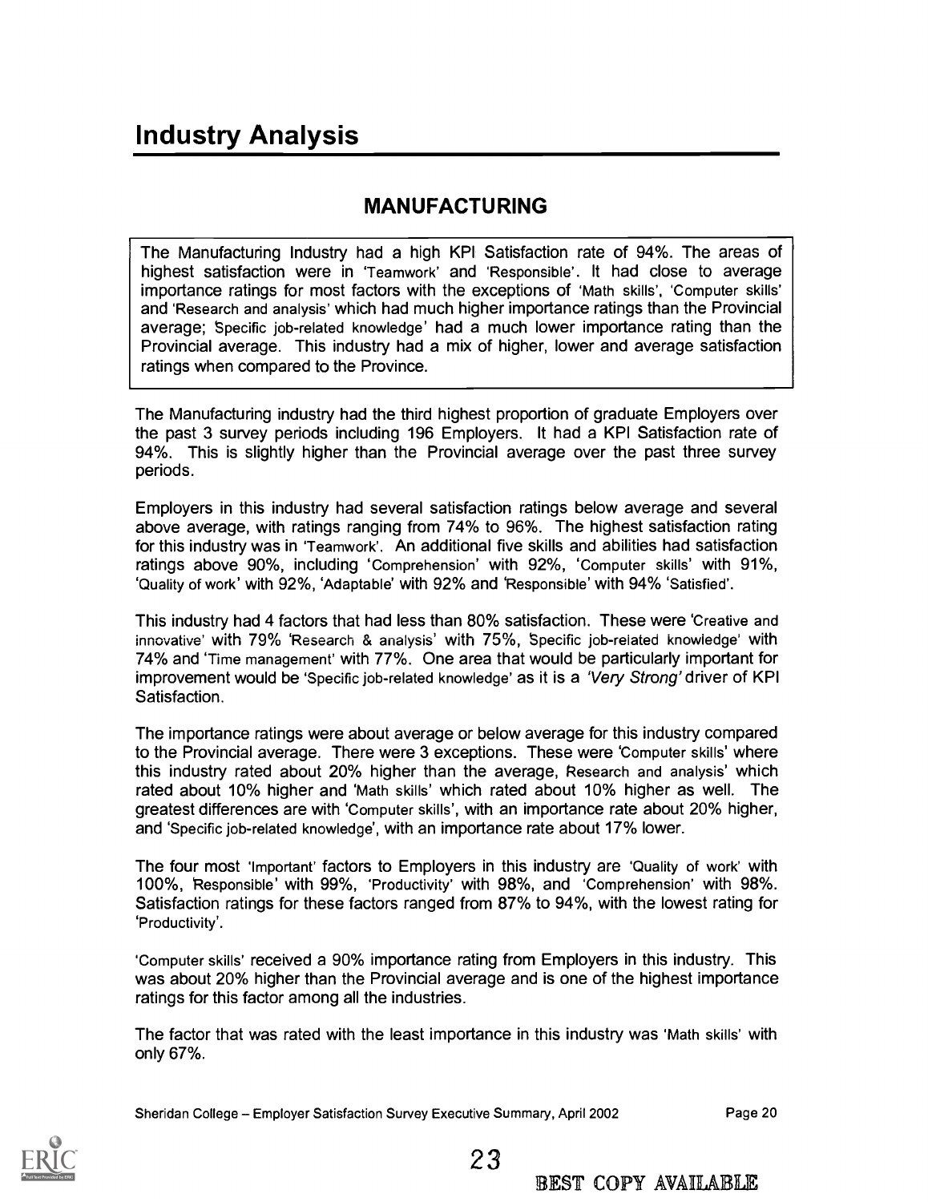# Industry Analysis

## MANUFACTURING

The Manufacturing Industry had a high KPI Satisfaction rate of 94%. The areas of highest satisfaction were in 'Teamwork' and 'Responsible'. It had close to average importance ratings for most factors with the exceptions of 'Math skills', 'Computer skills' and 'Research and analysis' which had much higher importance ratings than the Provincial average; 'Specific job-related knowledge' had a much lower importance rating than the Provincial average. This industry had a mix of higher, lower and average satisfaction ratings when compared to the Province.

The Manufacturing industry had the third highest proportion of graduate Employers over the past 3 survey periods including 196 Employers. It had a KPI Satisfaction rate of 94%. This is slightly higher than the Provincial average over the past three survey periods.

Employers in this industry had several satisfaction ratings below average and several above average, with ratings ranging from 74% to 96%. The highest satisfaction rating for this industry was in 'Teamwork'. An additional five skills and abilities had satisfaction ratings above 90%, including 'Comprehension' with 92%, 'Computer skills' with 91%, 'Quality of work' with 92%, 'Adaptable' with 92% and 'Responsible' with 94% 'Satisfied'.

This industry had 4 factors that had less than 80% satisfaction. These were 'Creative and innovative' with 79% 'Research & analysis' with 75%, 'Specific job-related knowledge' with 74% and 'Time management' with 77%. One area that would be particularly important for improvement would be 'Specific job-related knowledge' as it is a *'Very Strong'* driver of KPI Satisfaction.

The importance ratings were about average or below average for this industry compared to the Provincial average. There were 3 exceptions. These were 'Computer skills' where this industry rated about 20% higher than the average, Research and analysis' which rated about 10% higher and 'Math skills' which rated about 10% higher as well. The greatest differences are with 'Computer skills', with an importance rate about 20% higher, and 'Specific job-related knowledge', with an importance rate about 17% lower.

The four most 'Important' factors to Employers in this industry are 'Quality of work' with 100%, 'Responsible' with 99%, 'Productivity' with 98%, and 'Comprehension' with 98%. Satisfaction ratings for these factors ranged from 87% to 94%, with the lowest rating for 'Productivity'.

'Computer skills' received a 90% importance rating from Employers in this industry. This was about 20% higher than the Provincial average and is one of the highest importance ratings for this factor among all the industries.

The factor that was rated with the least importance in this industry was 'Math skills' with only 67%.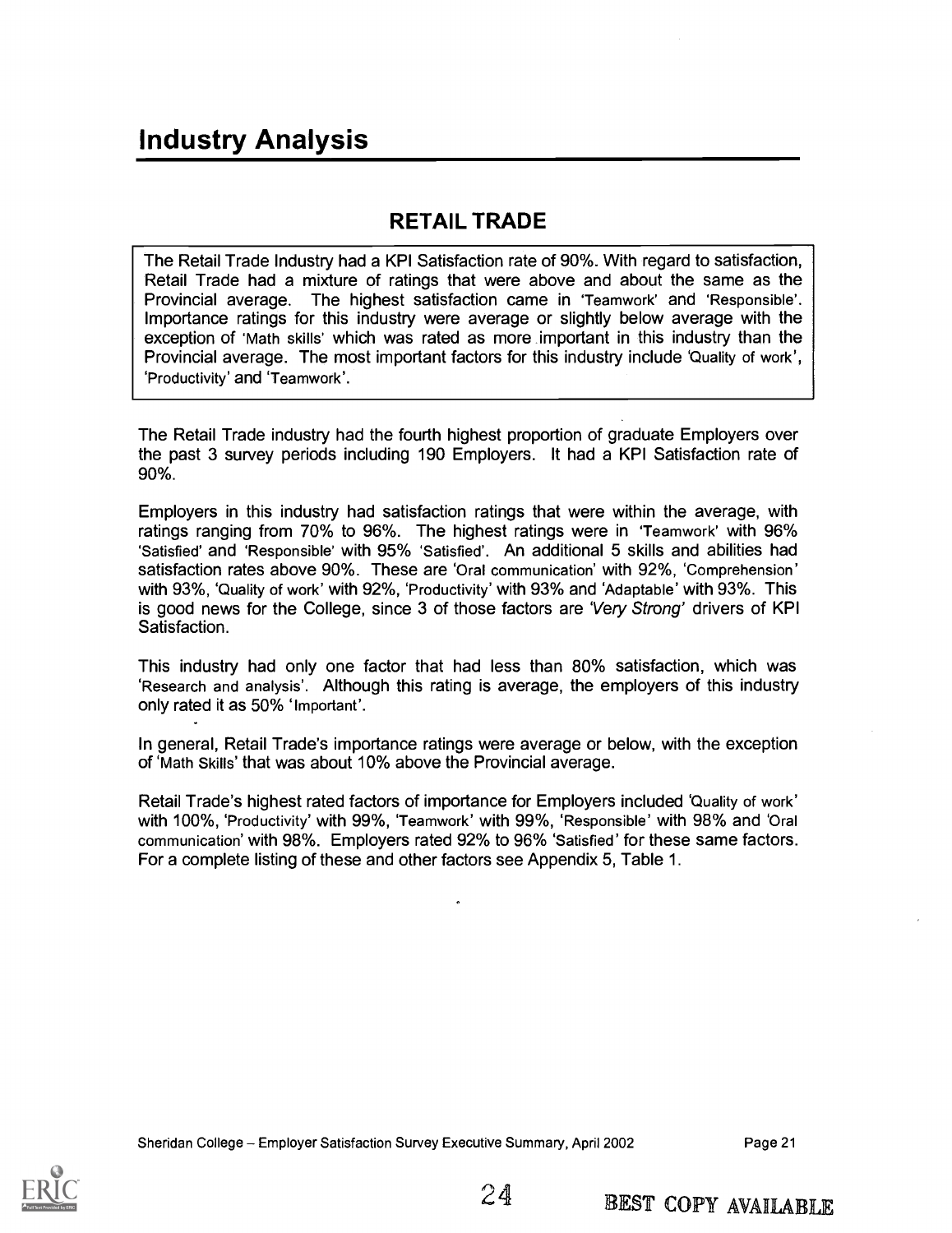# Industry Analysis

## RETAIL TRADE

The Retail Trade Industry had a KPI Satisfaction rate of 90%. With regard to satisfaction, Retail Trade had a mixture of ratings that were above and about the same as the Provincial average. The highest satisfaction came in 'Teamwork' and 'Responsible'. Importance ratings for this industry were average or slightly below average with the exception of 'Math skills' which was rated as more important in this industry than the Provincial average. The most important factors for this industry include 'Quality of work', 'Productivity' and 'Teamwork'.

The Retail Trade industry had the fourth highest proportion of graduate Employers over the past 3 survey periods including 190 Employers. It had a KPI Satisfaction rate of 90%.

Employers in this industry had satisfaction ratings that were within the average, with ratings ranging from 70% to 96%. The highest ratings were in 'Teamwork' with 96% 'Satisfied' and 'Responsible' with 95% 'Satisfied'. An additional 5 skills and abilities had satisfaction rates above 90%. These are 'Oral communication' with 92%, 'Comprehension' with 93%, 'Quality of work' with 92%, 'Productivity' with 93% and 'Adaptable' with 93%. This is good news for the College, since 3 of those factors are *'Very Strong'* drivers of KPI Satisfaction.

This industry had only one factor that had less than 80% satisfaction, which was 'Research and analysis'. Although this rating is average, the employers of this industry only rated it as 50% 'Important'.

In general, Retail Trade's importance ratings were average or below, with the exception of 'Math Skills' that was about 10% above the Provincial average.

Retail Trade's highest rated factors of importance for Employers included 'Quality of work' with 100%, 'Productivity' with 99%, 'Teamwork' with 99%, 'Responsible' with 98% and 'Oral communication' with 98%. Employers rated 92% to 96% 'Satisfied' for these same factors. For a complete listing of these and other factors see Appendix 5, Table 1.

Sheridan College – Employer Satisfaction Survey Executive Summary, April 2002

BEST COPY AVAILABLE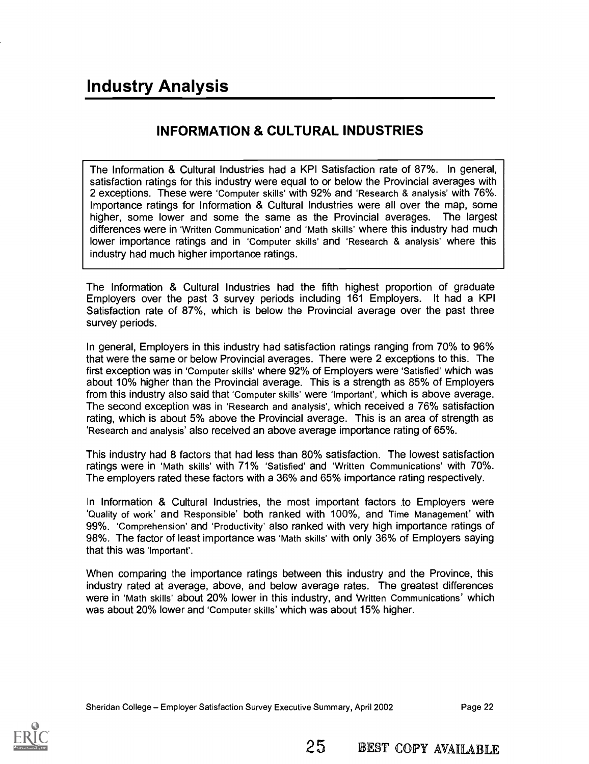# Industry Analysis

## INFORMATION & CULTURAL INDUSTRIES

The Information & Cultural Industries had a KPI Satisfaction rate of 87%. In general, satisfaction ratings for this industry were equal to or below the Provincial averages with 2 exceptions. These were 'Computer skills' with 92% and 'Research & analysis' with 76%. Importance ratings for Information & Cultural Industries were all over the map, some higher, some lower and some the same as the Provincial averages. The largest differences were in 'Written Communication' and 'Math skills' where this industry had much lower importance ratings and in 'Computer skills' and 'Research & analysis' where this industry had much higher importance ratings.

The Information & Cultural Industries had the fifth highest proportion of graduate Employers over the past 3 survey periods including 161 Employers. It had a KPI Satisfaction rate of 87%, which is below the Provincial average over the past three survey periods.

In general, Employers in this industry had satisfaction ratings ranging from 70% to 96% that were the same or below Provincial averages. There were 2 exceptions to this. The first exception was in 'Computer skills' where 92% of Employers were 'Satisfied' which was about 10% higher than the Provincial average. This is a strength as 85% of Employers from this industry also said that 'Computer skills' were 'Important', which is above average. The second exception was in 'Research and analysis', which received a 76% satisfaction rating, which is about 5% above the Provincial average. This is an area of strength as 'Research and analysis' also received an above average importance rating of 65%.

This industry had 8 factors that had less than 80% satisfaction. The lowest satisfaction ratings were in 'Math skills' with 71% 'Satisfied' and 'Written Communications' with 70%. The employers rated these factors with a 36% and 65% importance rating respectively.

In Information & Cultural Industries, the most important factors to Employers were 'Quality of work' and Responsible' both ranked with 100%, and 'Time Management' with 99%. 'Comprehension' and 'Productivity' also ranked with very high importance ratings of 98%. The factor of least importance was 'Math skills' with only 36% of Employers saying that this was 'Important'.

When comparing the importance ratings between this industry and the Province, this industry rated at average, above, and below average rates. The greatest differences were in 'Math skills' about 20% lower in this industry, and Written Communications' which was about 20% lower and 'Computer skills' which was about 15% higher.

BEST COPY AVAILABLE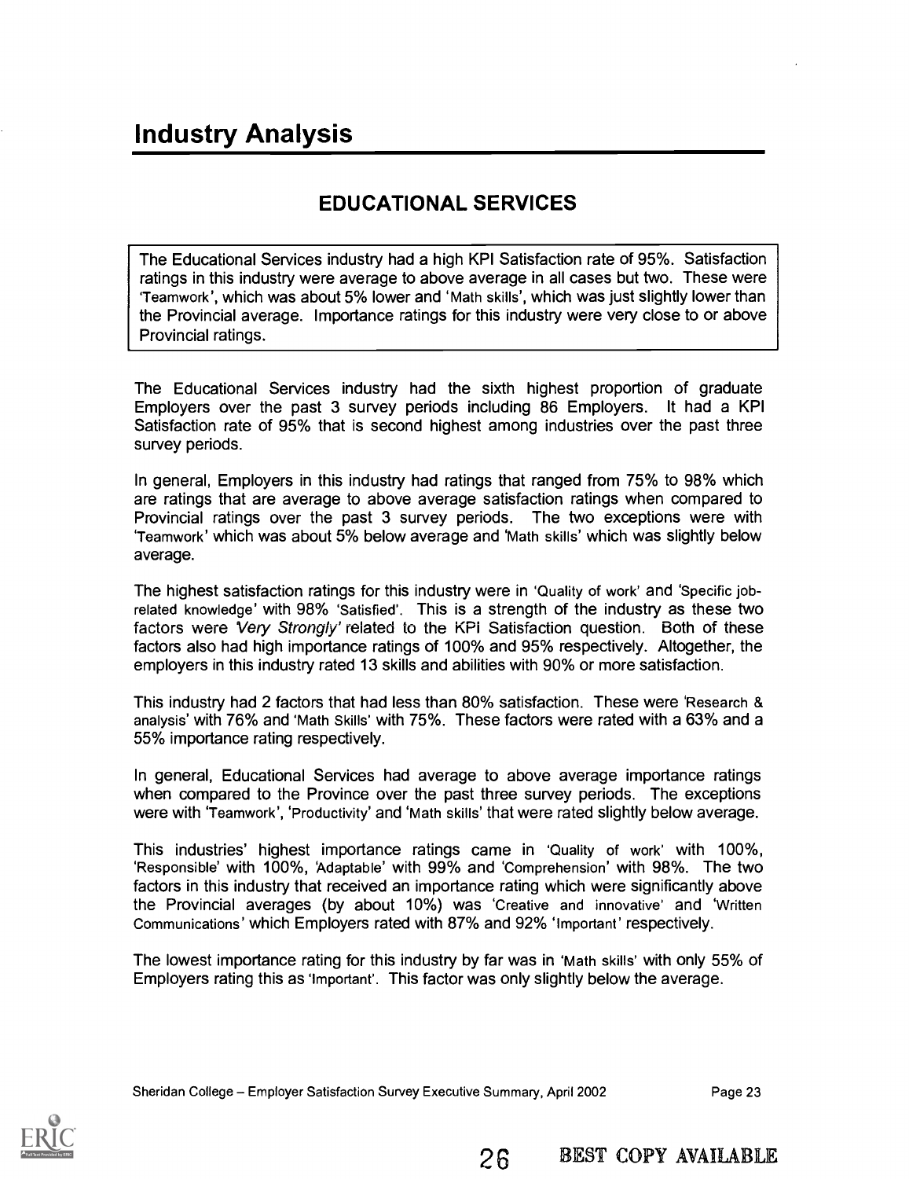# Industry Analysis

## EDUCATIONAL SERVICES

The Educational Services industry had a high KPI Satisfaction rate of 95%. Satisfaction ratings in this industry were average to above average in all cases but two. These were 'Teamwork', which was about 5% lower and 'Math skills', which was just slightly lower than the Provincial average. Importance ratings for this industry were very close to or above Provincial ratings.

The Educational Services industry had the sixth highest proportion of graduate Employers over the past 3 survey periods including 86 Employers. It had a KPI Satisfaction rate of 95% that is second highest among industries over the past three survey periods.

In general, Employers in this industry had ratings that ranged from 75% to 98% which are ratings that are average to above average satisfaction ratings when compared to Provincial ratings over the past 3 survey periods. The two exceptions were with 'Teamwork' which was about 5% below average and 'Math skills' which was slightly below average.

The highest satisfaction ratings for this industry were in 'Quality of work' and 'Specific job-related knowledge' with 98% 'Satisfied'. This is a strength of the industry as these two factors were *Very Strongly'* related to the KPI Satisfaction question. Both of these factors also had high importance ratings of 100% and 95% respectively. Altogether, the employers in this industry rated 13 skills and abilities with 90% or more satisfaction.

This industry had 2 factors that had less than 80% satisfaction. These were 'Research & analysis' with 76% and 'Math Skills' with 75%. These factors were rated with a 63% and a 55% importance rating respectively.

In general, Educational Services had average to above average importance ratings when compared to the Province over the past three survey periods. The exceptions were with 'Teamwork', 'Productivity' and 'Math skills' that were rated slightly below average.

This industries' highest importance ratings came in 'Quality of work' with 100%, 'Responsible' with 100%, 'Adaptable' with 99% and 'Comprehension' with 98%. The two factors in this industry that received an importance rating which were significantly above the Provincial averages (by about 10%) was 'Creative and innovative' and 'Written Communications' which Employers rated with 87% and 92% 'Important' respectively.

The lowest importance rating for this industry by far was in 'Math skills' with only 55% of Employers rating this as 'Important'. This factor was only slightly below the average.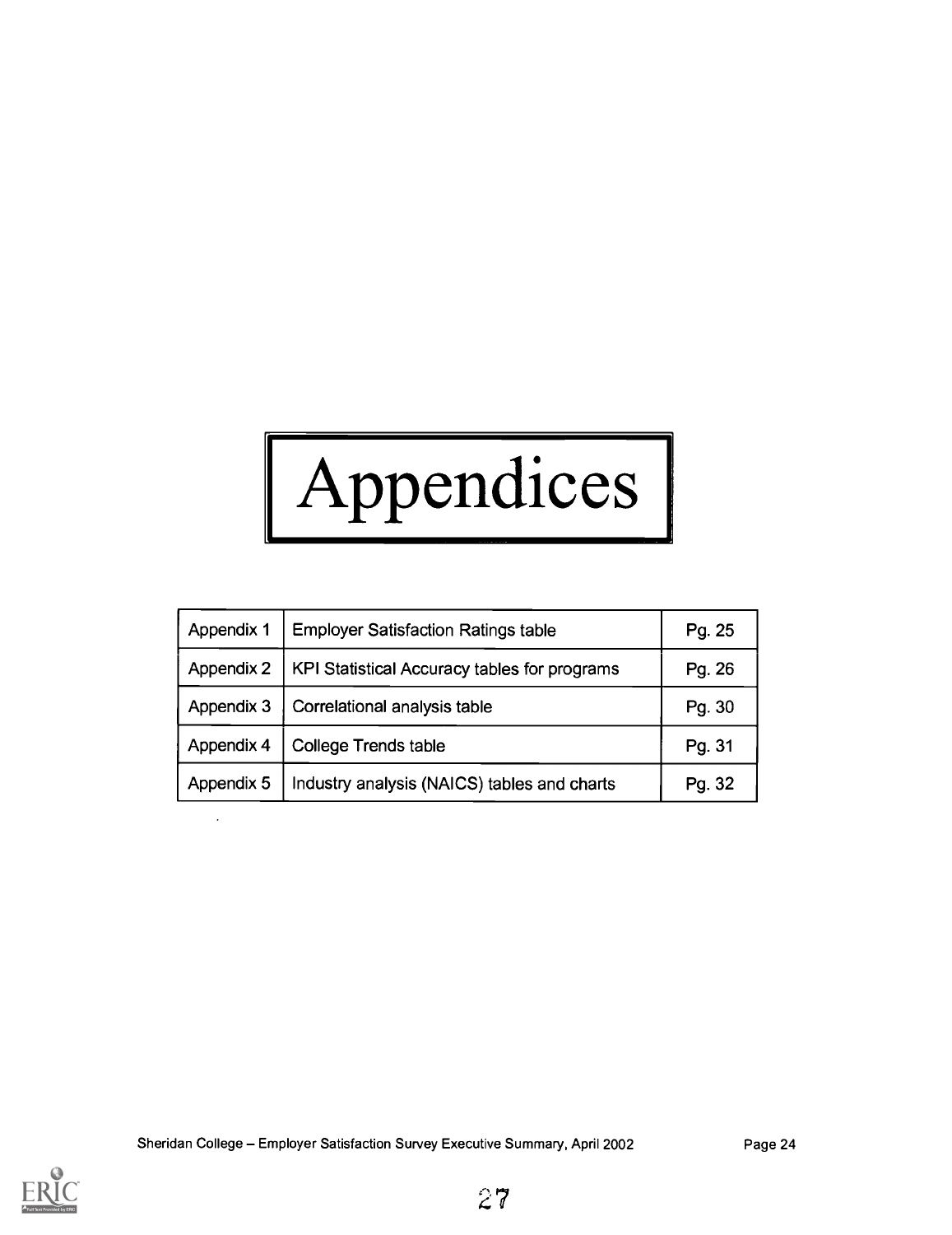# Appendices

| Appendix 1 | Employer Satisfaction Ratings table | Pg. 25 |
|---|---|---|
| Appendix 2 | KPI Statistical Accuracy tables for programs | Pg. 26 |
| Appendix 3 | Correlational analysis table | Pg. 30 |
| Appendix 4 | College Trends table | Pg. 31 |
| Appendix 5 | Industry analysis (NAICS) tables and charts | Pg. 32 |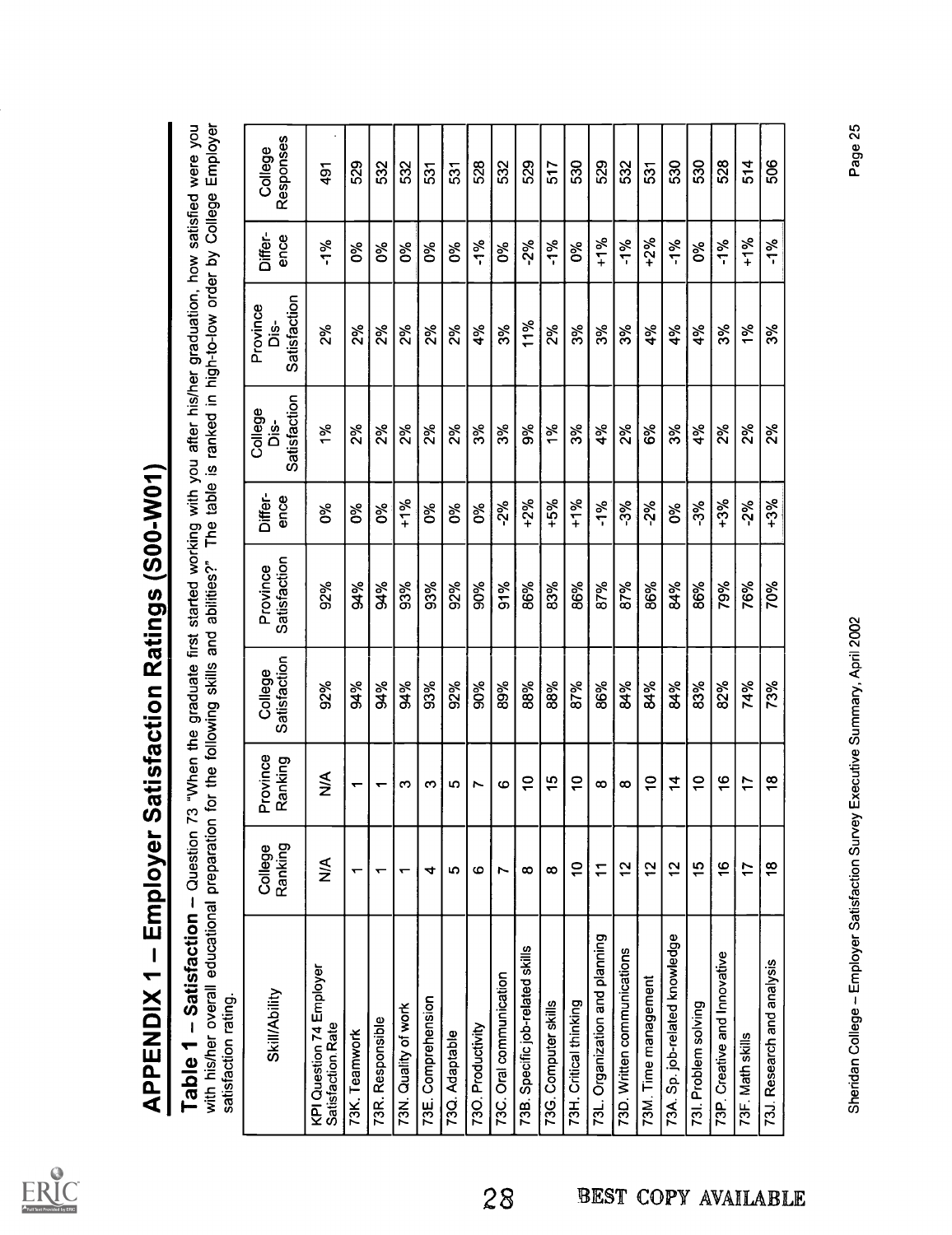# APPENDIX 1 – Employer Satisfaction Ratings (S00-W01)

**Table 1 – Satisfaction** – Question 73 "When the graduate first started working with you after his/her graduation, how satisfied were you with his/her overall educational preparation for the following skills and abilities?" The table is ranked in high-to-low order by College Employer satisfaction rating.

| Skill/Ability | College Ranking | Province Ranking | College Satisfaction | Province Satisfaction | Difference | College Dis-Satisfaction | Province Dis-Satisfaction | Difference | College Responses |
|---|---|---|---|---|---|---|---|---|---|
| KPI Question 74 Employer Satisfaction Rate | N/A | N/A | 92% | 92% | 0% | 1% | 2% | -1% | 491 |
| 73K. Teamwork | 1 | 1 | 94% | 94% | 0% | 2% | 2% | 0% | 529 |
| 73R. Responsible | 1 | 1 | 94% | 94% | 0% | 2% | 2% | 0% | 532 |
| 73N. Quality of work | 1 | 3 | 94% | 93% | +1% | 2% | 2% | 0% | 532 |
| 73E. Comprehension | 4 | 3 | 93% | 93% | 0% | 2% | 2% | 0% | 531 |
| 73Q. Adaptable | 5 | 5 | 92% | 92% | 0% | 2% | 2% | 0% | 531 |
| 73O. Productivity | 6 | 7 | 90% | 90% | 0% | 3% | 4% | -1% | 528 |
| 73C. Oral communication | 7 | 6 | 89% | 91% | -2% | 3% | 3% | 0% | 532 |
| 73B. Specific job-related skills | 8 | 10 | 88% | 86% | +2% | 9% | 11% | -2% | 529 |
| 73G. Computer skills | 8 | 15 | 88% | 83% | +5% | 1% | 2% | -1% | 517 |
| 73H. Critical thinking | 10 | 10 | 87% | 86% | +1% | 3% | 3% | 0% | 530 |
| 73L. Organization and planning | 11 | 8 | 86% | 87% | -1% | 4% | 3% | +1% | 529 |
| 73D. Written communications | 12 | 8 | 84% | 87% | -3% | 2% | 3% | -1% | 532 |
| 73M. Time management | 12 | 10 | 84% | 86% | -2% | 6% | 4% | +2% | 531 |
| 73A. Sp. job-related knowledge | 12 | 14 | 84% | 84% | 0% | 3% | 4% | -1% | 530 |
| 73I. Problem solving | 15 | 10 | 83% | 86% | -3% | 4% | 4% | 0% | 530 |
| 73P. Creative and Innovative | 16 | 16 | 82% | 79% | +3% | 2% | 3% | -1% | 528 |
| 73F. Math skills | 17 | 17 | 74% | 76% | -2% | 2% | 1% | +1% | 514 |
| 73J. Research and analysis | 18 | 18 | 73% | 70% | +3% | 2% | 3% | -1% | 506 |

BEST COPY AVAILABLE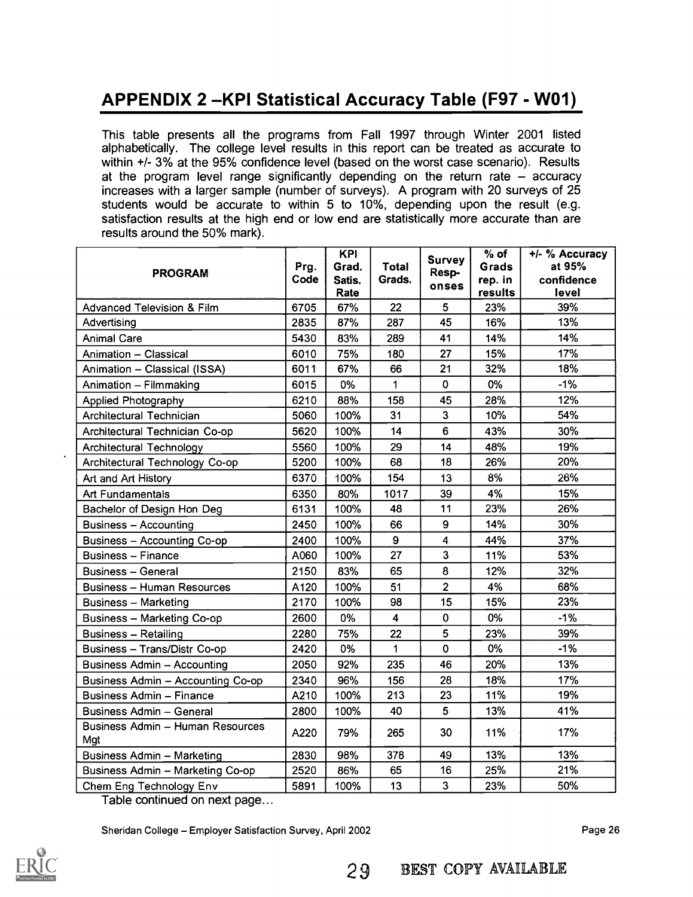## APPENDIX 2 –KPI Statistical Accuracy Table (F97 - W01)

This table presents all the programs from Fall 1997 through Winter 2001 listed alphabetically. The college level results in this report can be treated as accurate to within +/- 3% at the 95% confidence level (based on the worst case scenario). Results at the program level range significantly depending on the return rate – accuracy increases with a larger sample (number of surveys). A program with 20 surveys of 25 students would be accurate to within 5 to 10%, depending upon the result (e.g. satisfaction results at the high end or low end are statistically more accurate than are results around the 50% mark).

| PROGRAM | Prg. Code | KPI Grad. Satis. Rate | Total Grads. | Survey Resp-onses | % of Grads rep. in results | +/- % Accuracy at 95% confidence level |
|---|---|---|---|---|---|---|
| Advanced Television & Film | 6705 | 67% | 22 | 5 | 23% | 39% |
| Advertising | 2835 | 87% | 287 | 45 | 16% | 13% |
| Animal Care | 5430 | 83% | 289 | 41 | 14% | 14% |
| Animation – Classical | 6010 | 75% | 180 | 27 | 15% | 17% |
| Animation – Classical (ISSA) | 6011 | 67% | 66 | 21 | 32% | 18% |
| Animation – Filmmaking | 6015 | 0% | 1 | 0 | 0% | -1% |
| Applied Photography | 6210 | 88% | 158 | 45 | 28% | 12% |
| Architectural Technician | 5060 | 100% | 31 | 3 | 10% | 54% |
| Architectural Technician Co-op | 5620 | 100% | 14 | 6 | 43% | 30% |
| Architectural Technology | 5560 | 100% | 29 | 14 | 48% | 19% |
| Architectural Technology Co-op | 5200 | 100% | 68 | 18 | 26% | 20% |
| Art and Art History | 6370 | 100% | 154 | 13 | 8% | 26% |
| Art Fundamentals | 6350 | 80% | 1017 | 39 | 4% | 15% |
| Bachelor of Design Hon Deg | 6131 | 100% | 48 | 11 | 23% | 26% |
| Business – Accounting | 2450 | 100% | 66 | 9 | 14% | 30% |
| Business – Accounting Co-op | 2400 | 100% | 9 | 4 | 44% | 37% |
| Business – Finance | A060 | 100% | 27 | 3 | 11% | 53% |
| Business – General | 2150 | 83% | 65 | 8 | 12% | 32% |
| Business – Human Resources | A120 | 100% | 51 | 2 | 4% | 68% |
| Business – Marketing | 2170 | 100% | 98 | 15 | 15% | 23% |
| Business – Marketing Co-op | 2600 | 0% | 4 | 0 | 0% | -1% |
| Business – Retailing | 2280 | 75% | 22 | 5 | 23% | 39% |
| Business – Trans/Distr Co-op | 2420 | 0% | 1 | 0 | 0% | -1% |
| Business Admin – Accounting | 2050 | 92% | 235 | 46 | 20% | 13% |
| Business Admin – Accounting Co-op | 2340 | 96% | 156 | 28 | 18% | 17% |
| Business Admin – Finance | A210 | 100% | 213 | 23 | 11% | 19% |
| Business Admin – General | 2800 | 100% | 40 | 5 | 13% | 41% |
| Business Admin – Human Resources Mgt | A220 | 79% | 265 | 30 | 11% | 17% |
| Business Admin – Marketing | 2830 | 98% | 378 | 49 | 13% | 13% |
| Business Admin – Marketing Co-op | 2520 | 86% | 65 | 16 | 25% | 21% |
| Chem Eng Technology Env | 5891 | 100% | 13 | 3 | 23% | 50% |

Table continued on next page...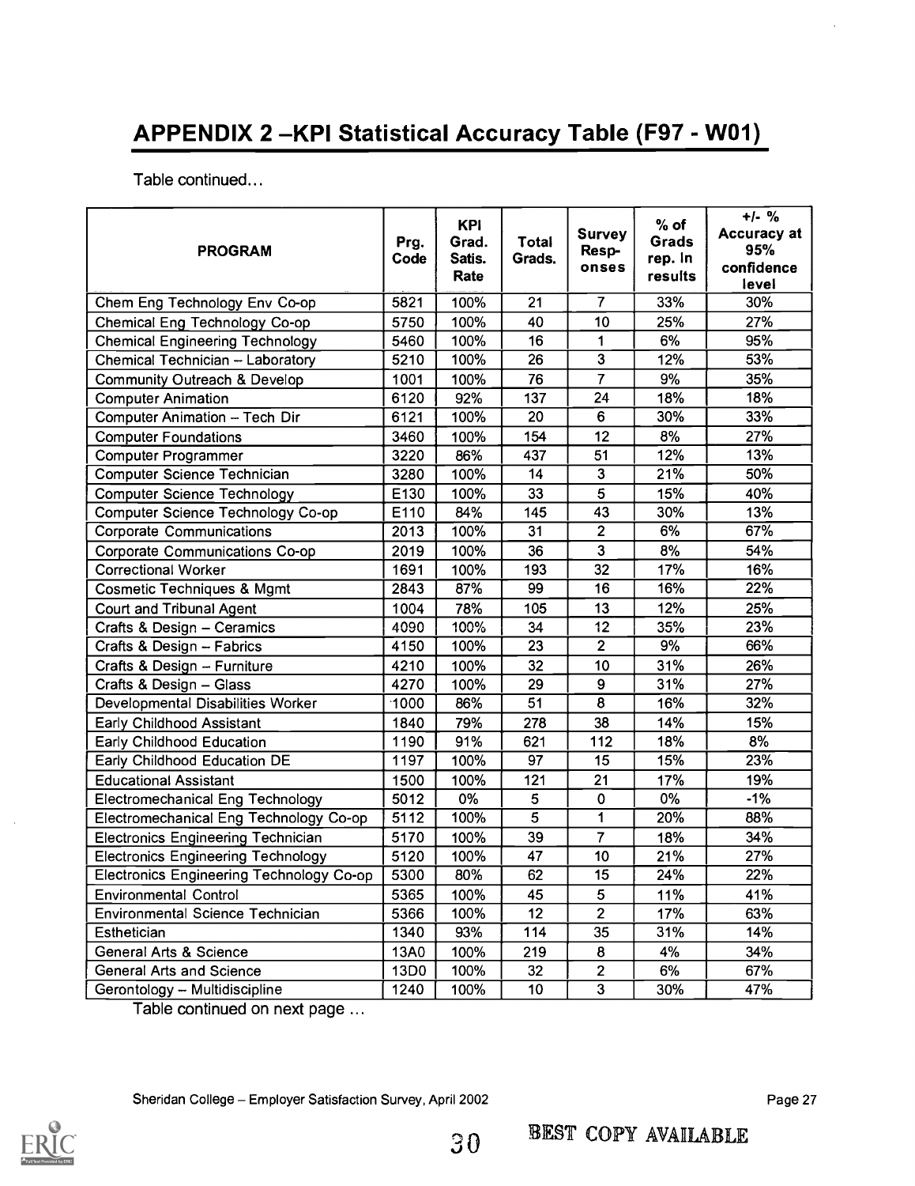# APPENDIX 2 –KPI Statistical Accuracy Table (F97 - W01)

Table continued…

| PROGRAM | Prg. Code | KPI Grad. Satis. Rate | Total Grads. | Survey Resp-onses | % of Grads rep. In results | +/- % Accuracy at 95% confidence level |
|---|---|---|---|---|---|---|
| Chem Eng Technology Env Co-op | 5821 | 100% | 21 | 7 | 33% | 30% |
| Chemical Eng Technology Co-op | 5750 | 100% | 40 | 10 | 25% | 27% |
| Chemical Engineering Technology | 5460 | 100% | 16 | 1 | 6% | 95% |
| Chemical Technician – Laboratory | 5210 | 100% | 26 | 3 | 12% | 53% |
| Community Outreach & Develop | 1001 | 100% | 76 | 7 | 9% | 35% |
| Computer Animation | 6120 | 92% | 137 | 24 | 18% | 18% |
| Computer Animation – Tech Dir | 6121 | 100% | 20 | 6 | 30% | 33% |
| Computer Foundations | 3460 | 100% | 154 | 12 | 8% | 27% |
| Computer Programmer | 3220 | 86% | 437 | 51 | 12% | 13% |
| Computer Science Technician | 3280 | 100% | 14 | 3 | 21% | 50% |
| Computer Science Technology | E130 | 100% | 33 | 5 | 15% | 40% |
| Computer Science Technology Co-op | E110 | 84% | 145 | 43 | 30% | 13% |
| Corporate Communications | 2013 | 100% | 31 | 2 | 6% | 67% |
| Corporate Communications Co-op | 2019 | 100% | 36 | 3 | 8% | 54% |
| Correctional Worker | 1691 | 100% | 193 | 32 | 17% | 16% |
| Cosmetic Techniques & Mgmt | 2843 | 87% | 99 | 16 | 16% | 22% |
| Court and Tribunal Agent | 1004 | 78% | 105 | 13 | 12% | 25% |
| Crafts & Design – Ceramics | 4090 | 100% | 34 | 12 | 35% | 23% |
| Crafts & Design – Fabrics | 4150 | 100% | 23 | 2 | 9% | 66% |
| Crafts & Design – Furniture | 4210 | 100% | 32 | 10 | 31% | 26% |
| Crafts & Design – Glass | 4270 | 100% | 29 | 9 | 31% | 27% |
| Developmental Disabilities Worker | 1000 | 86% | 51 | 8 | 16% | 32% |
| Early Childhood Assistant | 1840 | 79% | 278 | 38 | 14% | 15% |
| Early Childhood Education | 1190 | 91% | 621 | 112 | 18% | 8% |
| Early Childhood Education DE | 1197 | 100% | 97 | 15 | 15% | 23% |
| Educational Assistant | 1500 | 100% | 121 | 21 | 17% | 19% |
| Electromechanical Eng Technology | 5012 | 0% | 5 | 0 | 0% | -1% |
| Electromechanical Eng Technology Co-op | 5112 | 100% | 5 | 1 | 20% | 88% |
| Electronics Engineering Technician | 5170 | 100% | 39 | 7 | 18% | 34% |
| Electronics Engineering Technology | 5120 | 100% | 47 | 10 | 21% | 27% |
| Electronics Engineering Technology Co-op | 5300 | 80% | 62 | 15 | 24% | 22% |
| Environmental Control | 5365 | 100% | 45 | 5 | 11% | 41% |
| Environmental Science Technician | 5366 | 100% | 12 | 2 | 17% | 63% |
| Esthetician | 1340 | 93% | 114 | 35 | 31% | 14% |
| General Arts & Science | 13A0 | 100% | 219 | 8 | 4% | 34% |
| General Arts and Science | 13D0 | 100% | 32 | 2 | 6% | 67% |
| Gerontology – Multidiscipline | 1240 | 100% | 10 | 3 | 30% | 47% |

Table continued on next page …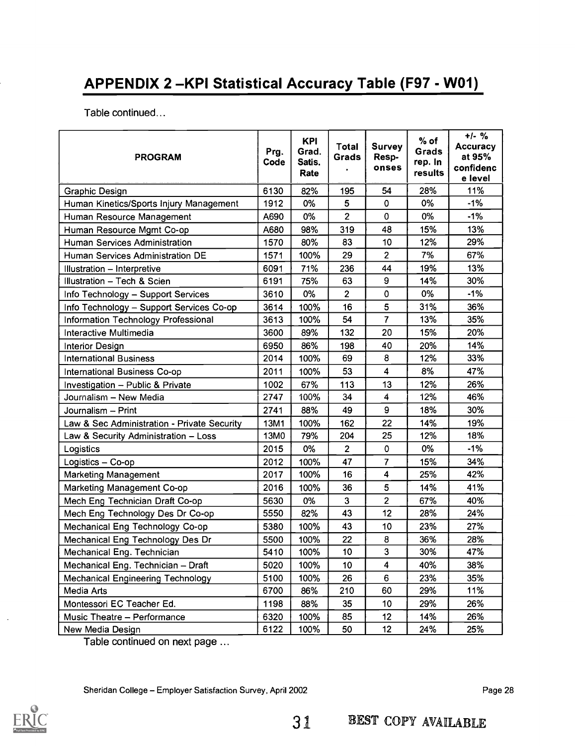## APPENDIX 2 –KPI Statistical Accuracy Table (F97 - W01)

Table continued...

| PROGRAM | Prg. Code | KPI Grad. Satis. Rate | Total Grads. | Survey Resp-onses | % of Grads rep. In results | +/- % Accuracy at 95% confidence level |
|---|---|---|---|---|---|---|
| Graphic Design | 6130 | 82% | 195 | 54 | 28% | 11% |
| Human Kinetics/Sports Injury Management | 1912 | 0% | 5 | 0 | 0% | -1% |
| Human Resource Management | A690 | 0% | 2 | 0 | 0% | -1% |
| Human Resource Mgmt Co-op | A680 | 98% | 319 | 48 | 15% | 13% |
| Human Services Administration | 1570 | 80% | 83 | 10 | 12% | 29% |
| Human Services Administration DE | 1571 | 100% | 29 | 2 | 7% | 67% |
| Illustration – Interpretive | 6091 | 71% | 236 | 44 | 19% | 13% |
| Illustration – Tech & Scien | 6191 | 75% | 63 | 9 | 14% | 30% |
| Info Technology – Support Services | 3610 | 0% | 2 | 0 | 0% | -1% |
| Info Technology – Support Services Co-op | 3614 | 100% | 16 | 5 | 31% | 36% |
| Information Technology Professional | 3613 | 100% | 54 | 7 | 13% | 35% |
| Interactive Multimedia | 3600 | 89% | 132 | 20 | 15% | 20% |
| Interior Design | 6950 | 86% | 198 | 40 | 20% | 14% |
| International Business | 2014 | 100% | 69 | 8 | 12% | 33% |
| International Business Co-op | 2011 | 100% | 53 | 4 | 8% | 47% |
| Investigation – Public & Private | 1002 | 67% | 113 | 13 | 12% | 26% |
| Journalism – New Media | 2747 | 100% | 34 | 4 | 12% | 46% |
| Journalism – Print | 2741 | 88% | 49 | 9 | 18% | 30% |
| Law & Sec Administration - Private Security | 13M1 | 100% | 162 | 22 | 14% | 19% |
| Law & Security Administration – Loss | 13M0 | 79% | 204 | 25 | 12% | 18% |
| Logistics | 2015 | 0% | 2 | 0 | 0% | -1% |
| Logistics – Co-op | 2012 | 100% | 47 | 7 | 15% | 34% |
| Marketing Management | 2017 | 100% | 16 | 4 | 25% | 42% |
| Marketing Management Co-op | 2016 | 100% | 36 | 5 | 14% | 41% |
| Mech Eng Technician Draft Co-op | 5630 | 0% | 3 | 2 | 67% | 40% |
| Mech Eng Technology Des Dr Co-op | 5550 | 82% | 43 | 12 | 28% | 24% |
| Mechanical Eng Technology Co-op | 5380 | 100% | 43 | 10 | 23% | 27% |
| Mechanical Eng Technology Des Dr | 5500 | 100% | 22 | 8 | 36% | 28% |
| Mechanical Eng. Technician | 5410 | 100% | 10 | 3 | 30% | 47% |
| Mechanical Eng. Technician – Draft | 5020 | 100% | 10 | 4 | 40% | 38% |
| Mechanical Engineering Technology | 5100 | 100% | 26 | 6 | 23% | 35% |
| Media Arts | 6700 | 86% | 210 | 60 | 29% | 11% |
| Montessori EC Teacher Ed. | 1198 | 88% | 35 | 10 | 29% | 26% |
| Music Theatre – Performance | 6320 | 100% | 85 | 12 | 14% | 26% |
| New Media Design | 6122 | 100% | 50 | 12 | 24% | 25% |

Table continued on next page ...

Sheridan College – Employer Satisfaction Survey, April 2002

BEST COPY AVAILABLE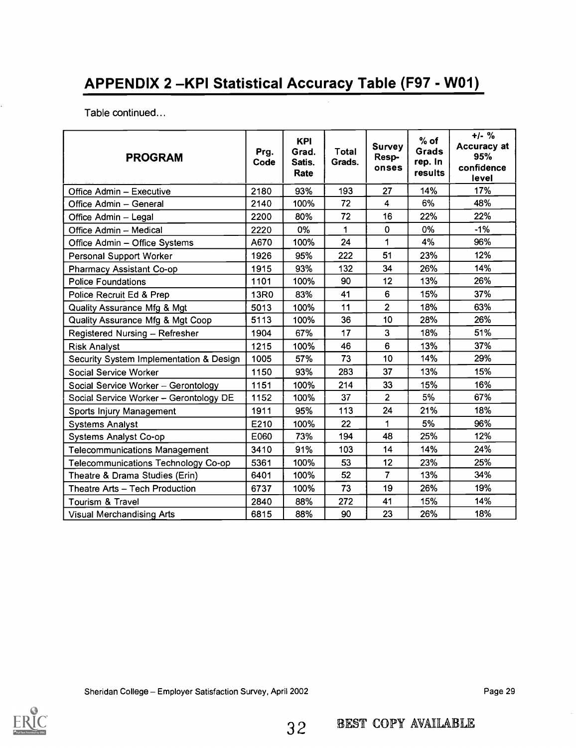## APPENDIX 2 –KPI Statistical Accuracy Table (F97 - W01)

Table continued...

| PROGRAM | Prg. Code | KPI Grad. Satis. Rate | Total Grads. | Survey Resp-onses | % of Grads rep. In results | +/- % Accuracy at 95% confidence level |
|---|---|---|---|---|---|---|
| Office Admin – Executive | 2180 | 93% | 193 | 27 | 14% | 17% |
| Office Admin – General | 2140 | 100% | 72 | 4 | 6% | 48% |
| Office Admin – Legal | 2200 | 80% | 72 | 16 | 22% | 22% |
| Office Admin – Medical | 2220 | 0% | 1 | 0 | 0% | -1% |
| Office Admin – Office Systems | A670 | 100% | 24 | 1 | 4% | 96% |
| Personal Support Worker | 1926 | 95% | 222 | 51 | 23% | 12% |
| Pharmacy Assistant Co-op | 1915 | 93% | 132 | 34 | 26% | 14% |
| Police Foundations | 1101 | 100% | 90 | 12 | 13% | 26% |
| Police Recruit Ed & Prep | 13R0 | 83% | 41 | 6 | 15% | 37% |
| Quality Assurance Mfg & Mgt | 5013 | 100% | 11 | 2 | 18% | 63% |
| Quality Assurance Mfg & Mgt Coop | 5113 | 100% | 36 | 10 | 28% | 26% |
| Registered Nursing – Refresher | 1904 | 67% | 17 | 3 | 18% | 51% |
| Risk Analyst | 1215 | 100% | 46 | 6 | 13% | 37% |
| Security System Implementation & Design | 1005 | 57% | 73 | 10 | 14% | 29% |
| Social Service Worker | 1150 | 93% | 283 | 37 | 13% | 15% |
| Social Service Worker – Gerontology | 1151 | 100% | 214 | 33 | 15% | 16% |
| Social Service Worker – Gerontology DE | 1152 | 100% | 37 | 2 | 5% | 67% |
| Sports Injury Management | 1911 | 95% | 113 | 24 | 21% | 18% |
| Systems Analyst | E210 | 100% | 22 | 1 | 5% | 96% |
| Systems Analyst Co-op | E060 | 73% | 194 | 48 | 25% | 12% |
| Telecommunications Management | 3410 | 91% | 103 | 14 | 14% | 24% |
| Telecommunications Technology Co-op | 5361 | 100% | 53 | 12 | 23% | 25% |
| Theatre & Drama Studies (Erin) | 6401 | 100% | 52 | 7 | 13% | 34% |
| Theatre Arts – Tech Production | 6737 | 100% | 73 | 19 | 26% | 19% |
| Tourism & Travel | 2840 | 88% | 272 | 41 | 15% | 14% |
| Visual Merchandising Arts | 6815 | 88% | 90 | 23 | 26% | 18% |

BEST COPY AVAILABLE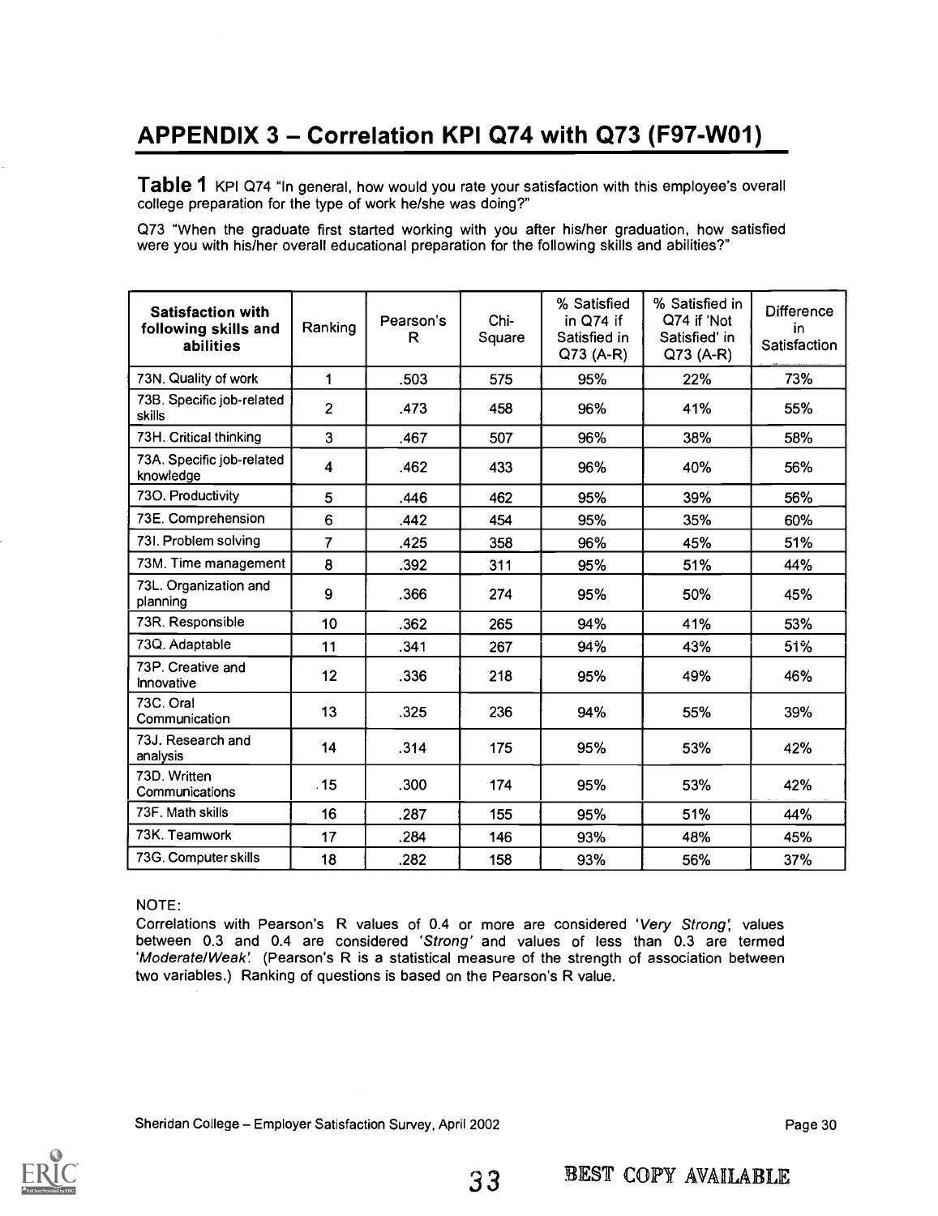# APPENDIX 3 – Correlation KPI Q74 with Q73 (F97-W01)

**Table 1** KPI Q74 "In general, how would you rate your satisfaction with this employee's overall college preparation for the type of work he/she was doing?"

Q73 "When the graduate first started working with you after his/her graduation, how satisfied were you with his/her overall educational preparation for the following skills and abilities?"

| Satisfaction with following skills and abilities | Ranking | Pearson's R | Chi-Square | % Satisfied in Q74 if Satisfied in Q73 (A-R) | % Satisfied in Q74 if 'Not Satisfied' in Q73 (A-R) | Difference in Satisfaction |
|---|---|---|---|---|---|---|
| 73N. Quality of work | 1 | .503 | 575 | 95% | 22% | 73% |
| 73B. Specific job-related skills | 2 | .473 | 458 | 96% | 41% | 55% |
| 73H. Critical thinking | 3 | .467 | 507 | 96% | 38% | 58% |
| 73A. Specific job-related knowledge | 4 | .462 | 433 | 96% | 40% | 56% |
| 73O. Productivity | 5 | .446 | 462 | 95% | 39% | 56% |
| 73E. Comprehension | 6 | .442 | 454 | 95% | 35% | 60% |
| 73I. Problem solving | 7 | .425 | 358 | 96% | 45% | 51% |
| 73M. Time management | 8 | .392 | 311 | 95% | 51% | 44% |
| 73L. Organization and planning | 9 | .366 | 274 | 95% | 50% | 45% |
| 73R. Responsible | 10 | .362 | 265 | 94% | 41% | 53% |
| 73Q. Adaptable | 11 | .341 | 267 | 94% | 43% | 51% |
| 73P. Creative and Innovative | 12 | .336 | 218 | 95% | 49% | 46% |
| 73C. Oral Communication | 13 | .325 | 236 | 94% | 55% | 39% |
| 73J. Research and analysis | 14 | .314 | 175 | 95% | 53% | 42% |
| 73D. Written Communications | 15 | .300 | 174 | 95% | 53% | 42% |
| 73F. Math skills | 16 | .287 | 155 | 95% | 51% | 44% |
| 73K. Teamwork | 17 | .284 | 146 | 93% | 48% | 45% |
| 73G. Computer skills | 18 | .282 | 158 | 93% | 56% | 37% |

NOTE:
Correlations with Pearson's R values of 0.4 or more are considered *'Very Strong'*, values between 0.3 and 0.4 are considered *'Strong'* and values of less than 0.3 are termed *'Moderate/Weak'*. (Pearson's R is a statistical measure of the strength of association between two variables.) Ranking of questions is based on the Pearson's R value.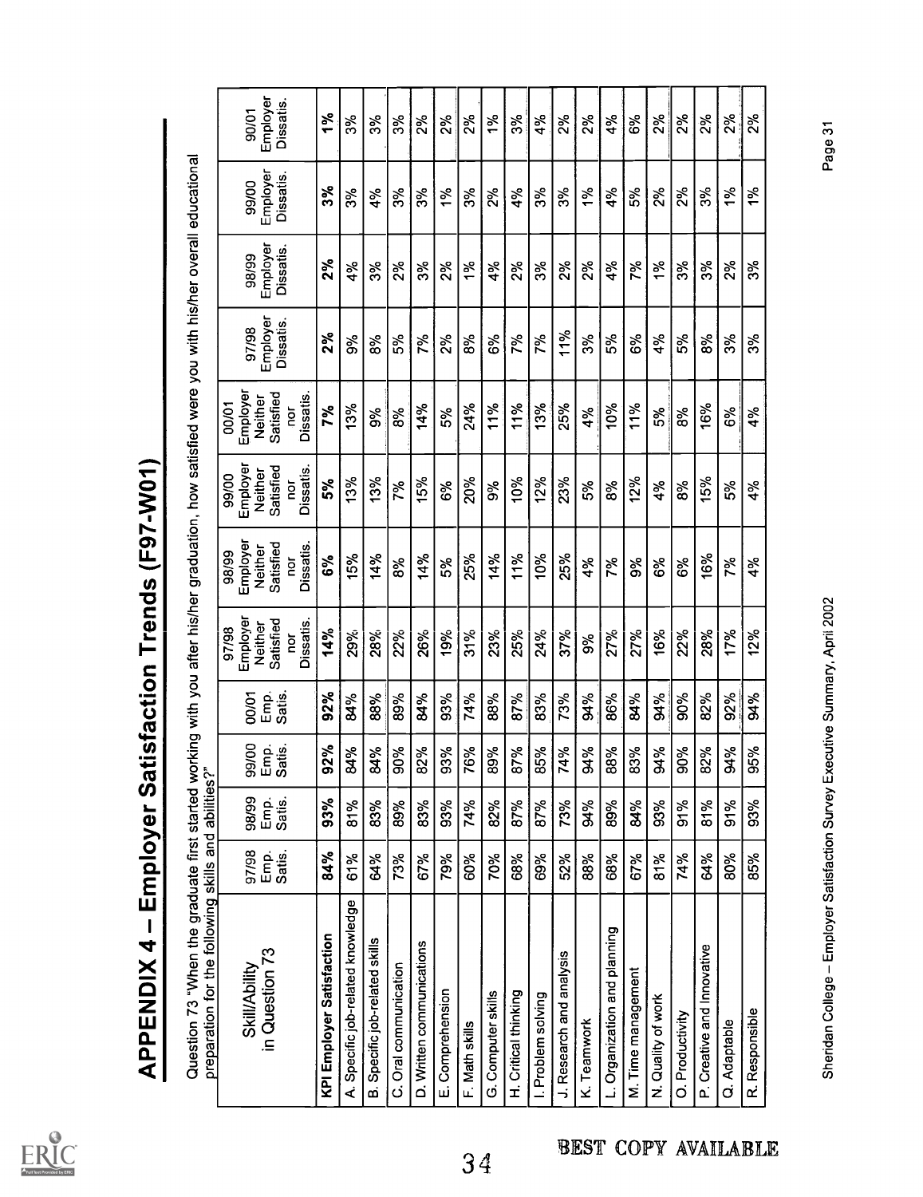# APPENDIX 4 – Employer Satisfaction Trends (F97-W01)

Question 73 "When the graduate first started working with you after his/her graduation, how satisfied were you with his/her overall educational preparation for the following skills and abilities?"

| Skill/Ability in Question 73 | 97/98 Emp. Satis. | 98/99 Emp. Satis. | 99/00 Emp. Satis. | 00/01 Emp. Satis. | 97/98 Employer Neither Satisfied nor Dissatis. | 98/99 Employer Neither Satisfied nor Dissatis. | 99/00 Employer Neither Satisfied nor Dissatis. | 00/01 Employer Neither Satisfied nor Dissatis. | 97/98 Employer Dissatis. | 98/99 Employer Dissatis. | 99/00 Employer Dissatis. | 00/01 Employer Dissatis. |
|---|---|---|---|---|---|---|---|---|---|---|---|---|
| **KPI Employer Satisfaction** | **84%** | **93%** | **92%** | **92%** | **14%** | **6%** | **5%** | **7%** | **2%** | **2%** | **3%** | **1%** |
| A. Specific job-related knowledge | 61% | 81% | 84% | 84% | 29% | 15% | 13% | 13% | 9% | 4% | 3% | 3% |
| B. Specific job-related skills | 64% | 83% | 84% | 88% | 28% | 14% | 13% | 9% | 8% | 3% | 4% | 3% |
| C. Oral communication | 73% | 89% | 90% | 89% | 22% | 8% | 7% | 8% | 5% | 2% | 3% | 3% |
| D. Written communications | 67% | 83% | 82% | 84% | 26% | 14% | 15% | 14% | 7% | 3% | 3% | 2% |
| E. Comprehension | 79% | 93% | 93% | 93% | 19% | 5% | 6% | 5% | 2% | 2% | 1% | 2% |
| F. Math skills | 60% | 74% | 76% | 74% | 31% | 25% | 20% | 24% | 8% | 1% | 3% | 2% |
| G. Computer skills | 70% | 82% | 89% | 88% | 23% | 14% | 9% | 11% | 6% | 4% | 2% | 1% |
| H. Critical thinking | 68% | 87% | 87% | 87% | 25% | 11% | 10% | 11% | 7% | 2% | 4% | 3% |
| I. Problem solving | 69% | 87% | 85% | 83% | 24% | 10% | 12% | 13% | 7% | 3% | 3% | 4% |
| J. Research and analysis | 52% | 73% | 74% | 73% | 37% | 25% | 23% | 25% | 11% | 2% | 3% | 2% |
| K. Teamwork | 88% | 94% | 94% | 94% | 9% | 4% | 5% | 4% | 3% | 2% | 1% | 2% |
| L. Organization and planning | 68% | 89% | 88% | 86% | 27% | 7% | 8% | 10% | 5% | 4% | 4% | 4% |
| M. Time management | 67% | 84% | 83% | 84% | 27% | 9% | 12% | 11% | 6% | 7% | 5% | 6% |
| N. Quality of work | 81% | 93% | 94% | 94% | 16% | 6% | 4% | 5% | 4% | 1% | 2% | 2% |
| O. Productivity | 74% | 91% | 90% | 90% | 22% | 6% | 8% | 8% | 5% | 3% | 2% | 2% |
| P. Creative and Innovative | 64% | 81% | 82% | 82% | 28% | 16% | 15% | 16% | 8% | 3% | 3% | 2% |
| Q. Adaptable | 80% | 91% | 94% | 92% | 17% | 7% | 5% | 6% | 3% | 2% | 1% | 2% |
| R. Responsible | 85% | 93% | 95% | 94% | 12% | 4% | 4% | 4% | 3% | 3% | 1% | 2% |

Sheridan College – Employer Satisfaction Survey Executive Summary, April 2002

BEST COPY AVAILABLE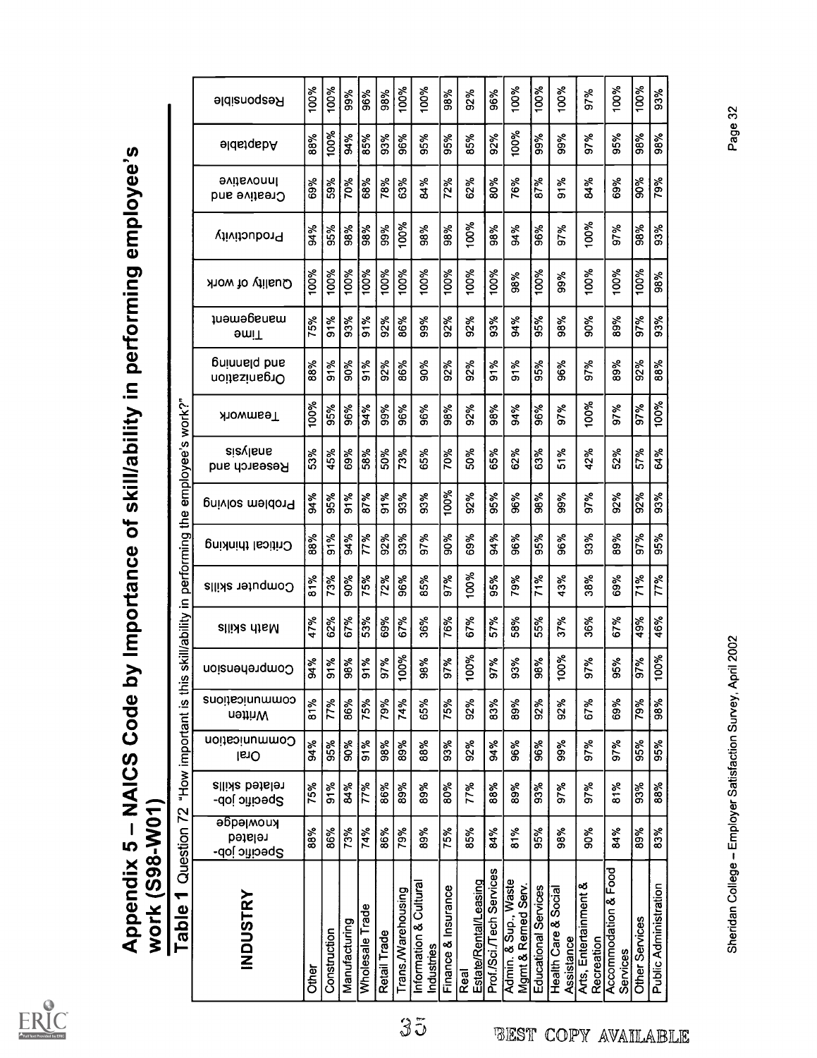# Appendix 5 – NAICS Code by Importance of skill/ability in performing employee's work (S98-W01)

**Table 1** Question 72 "How important is this skill/ability in performing the employee's work?"

| INDUSTRY | Specific job-related knowledge | Specific job-related skills | Oral Communication | Written communications | Comprehension | Math skills | Computer skills | Critical thinking | Problem solving | Research and analysis | Teamwork | Organization and planning | Time management | Quality of work | Productivity | Creative and Innovative | Adaptable | Responsible |
|---|---|---|---|---|---|---|---|---|---|---|---|---|---|---|---|---|---|---|
| Other | 88% | 75% | 94% | 81% | 94% | 47% | 81% | 88% | 94% | 53% | 100% | 88% | 75% | 100% | 94% | 69% | 88% | 100% |
| Construction | 86% | 91% | 95% | 77% | 91% | 62% | 73% | 91% | 95% | 45% | 95% | 91% | 91% | 100% | 95% | 59% | 100% | 100% |
| Manufacturing | 73% | 84% | 90% | 86% | 98% | 67% | 90% | 94% | 91% | 69% | 96% | 90% | 93% | 100% | 98% | 70% | 94% | 99% |
| Wholesale Trade | 74% | 77% | 91% | 75% | 91% | 53% | 75% | 77% | 87% | 58% | 94% | 91% | 91% | 100% | 98% | 68% | 85% | 96% |
| Retail Trade | 86% | 86% | 98% | 79% | 97% | 69% | 72% | 92% | 91% | 50% | 99% | 92% | 92% | 100% | 99% | 78% | 93% | 98% |
| Trans./Warehousing | 79% | 89% | 89% | 74% | 100% | 67% | 96% | 93% | 93% | 73% | 96% | 86% | 86% | 100% | 100% | 63% | 96% | 100% |
| Information & Cultural Industries | 89% | 89% | 88% | 65% | 98% | 36% | 85% | 97% | 93% | 65% | 96% | 90% | 99% | 100% | 98% | 84% | 95% | 100% |
| Finance & Insurance | 75% | 80% | 93% | 75% | 97% | 76% | 97% | 90% | 100% | 70% | 98% | 92% | 92% | 100% | 98% | 72% | 95% | 98% |
| Real Estate/Rental/Leasing | 85% | 77% | 92% | 92% | 100% | 67% | 100% | 69% | 92% | 50% | 92% | 92% | 92% | 100% | 100% | 62% | 85% | 92% |
| Prof./Sci./Tech Services | 84% | 88% | 94% | 83% | 97% | 57% | 95% | 94% | 95% | 65% | 98% | 91% | 93% | 100% | 98% | 80% | 92% | 96% |
| Admin. & Sup., Waste Mgmt & Remed Serv. | 81% | 89% | 96% | 89% | 93% | 58% | 79% | 96% | 96% | 62% | 94% | 91% | 94% | 98% | 94% | 76% | 100% | 100% |
| Educational Services | 95% | 93% | 96% | 92% | 98% | 55% | 71% | 95% | 98% | 63% | 96% | 95% | 95% | 100% | 96% | 87% | 99% | 100% |
| Health Care & Social Assistance | 98% | 97% | 99% | 92% | 100% | 37% | 43% | 96% | 99% | 51% | 97% | 96% | 98% | 99% | 97% | 91% | 99% | 100% |
| Arts, Entertainment & Recreation | 90% | 97% | 97% | 67% | 97% | 36% | 38% | 93% | 97% | 42% | 100% | 97% | 90% | 100% | 100% | 84% | 97% | 97% |
| Accommodation & Food Services | 84% | 81% | 97% | 69% | 95% | 67% | 69% | 89% | 92% | 52% | 97% | 89% | 89% | 100% | 97% | 69% | 95% | 100% |
| Other Services | 89% | 93% | 95% | 79% | 97% | 49% | 71% | 97% | 92% | 57% | 97% | 92% | 97% | 100% | 98% | 90% | 98% | 100% |
| Public Administration | 83% | 88% | 95% | 98% | 100% | 46% | 77% | 95% | 93% | 64% | 100% | 88% | 93% | 98% | 93% | 79% | 98% | 93% |

Sheridan College – Employer Satisfaction Survey, April 2002

BEST COPY AVAILABLE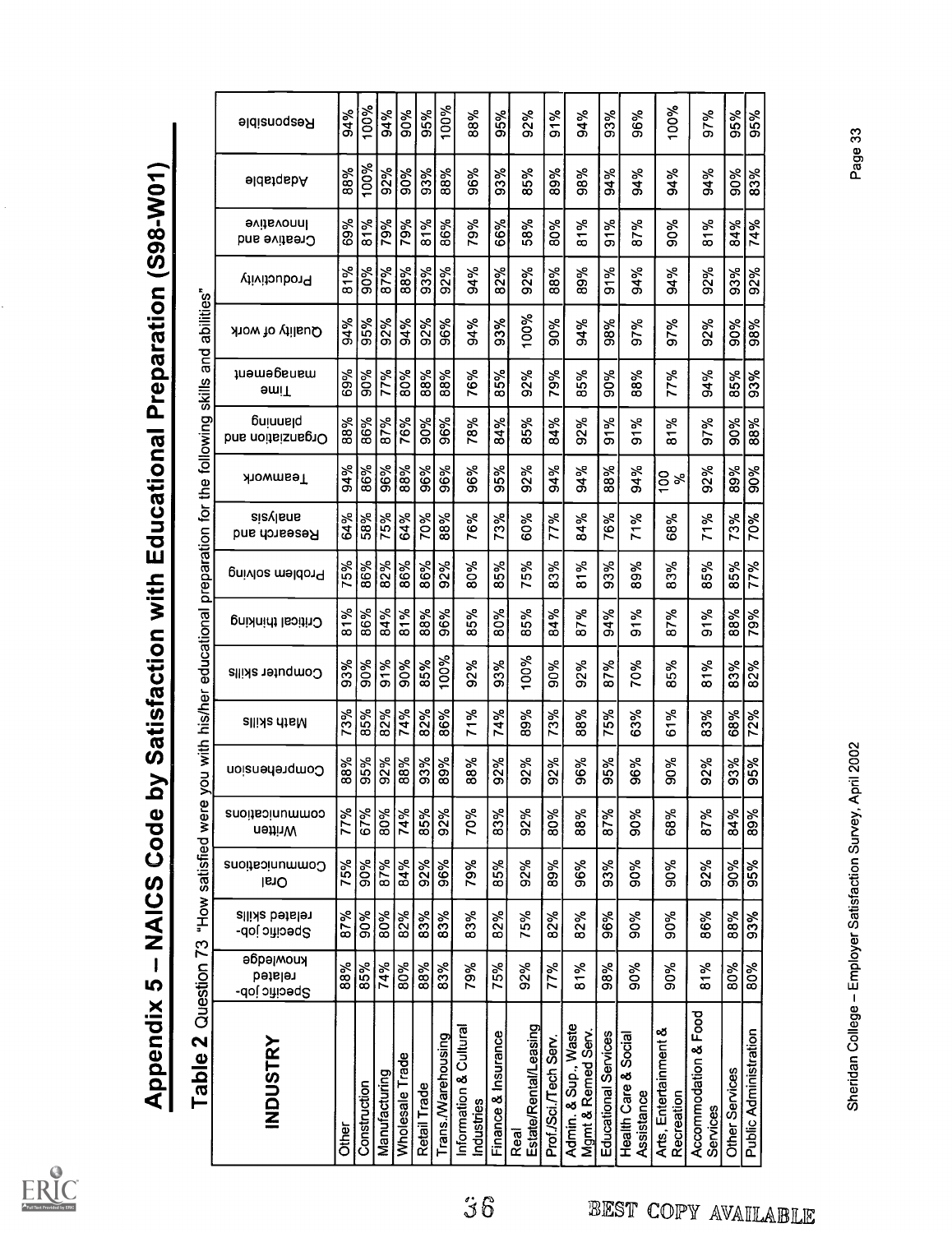# Appendix 5 – NAICS Code by Satisfaction with Educational Preparation (S98-W01)

**Table 2** Question 73 "How satisfied were you with his/her educational preparation for the following skills and abilities"

| INDUSTRY | Specific job-related knowledge | Specific job-related skills | Oral Communications | Written communications | Comprehension | Math skills | Computer skills | Critical thinking | Problem solving | Research and analysis | Teamwork | Organization and planning | Time management | Quality of work | Productivity | Creative and Innovative | Adaptable | Responsible |
|---|---|---|---|---|---|---|---|---|---|---|---|---|---|---|---|---|---|---|
| Other | 88% | 87% | 75% | 77% | 88% | 73% | 93% | 81% | 75% | 64% | 94% | 88% | 69% | 94% | 81% | 69% | 88% | 94% |
| Construction | 85% | 90% | 90% | 67% | 95% | 85% | 90% | 86% | 86% | 58% | 86% | 86% | 90% | 95% | 90% | 81% | 100% | 100% |
| Manufacturing | 74% | 80% | 87% | 80% | 92% | 82% | 91% | 84% | 82% | 75% | 96% | 87% | 77% | 92% | 87% | 79% | 92% | 94% |
| Wholesale Trade | 80% | 82% | 84% | 74% | 88% | 74% | 90% | 81% | 86% | 64% | 88% | 76% | 80% | 94% | 88% | 79% | 90% | 90% |
| Retail Trade | 88% | 83% | 92% | 85% | 93% | 82% | 85% | 88% | 86% | 70% | 96% | 90% | 88% | 92% | 93% | 81% | 93% | 95% |
| Trans./Warehousing | 83% | 83% | 96% | 92% | 89% | 86% | 100% | 96% | 92% | 88% | 96% | 96% | 88% | 96% | 92% | 86% | 88% | 100% |
| Information & Cultural Industries | 79% | 83% | 79% | 70% | 88% | 71% | 92% | 85% | 80% | 76% | 96% | 78% | 76% | 94% | 94% | 79% | 96% | 88% |
| Finance & Insurance | 75% | 82% | 85% | 83% | 92% | 74% | 93% | 80% | 85% | 73% | 95% | 84% | 85% | 93% | 82% | 66% | 93% | 95% |
| Real Estate/Rental/Leasing | 92% | 75% | 92% | 92% | 92% | 89% | 100% | 85% | 75% | 60% | 92% | 85% | 92% | 100% | 92% | 58% | 85% | 92% |
| Prof./Sci./Tech Serv. | 77% | 82% | 89% | 80% | 92% | 73% | 90% | 84% | 83% | 77% | 94% | 84% | 79% | 90% | 88% | 80% | 89% | 91% |
| Admin. & Sup., Waste Mgmt & Remed Serv. | 81% | 82% | 96% | 88% | 96% | 88% | 92% | 87% | 81% | 84% | 94% | 92% | 85% | 94% | 89% | 81% | 98% | 94% |
| Educational Services | 98% | 96% | 93% | 87% | 95% | 75% | 87% | 94% | 93% | 76% | 88% | 91% | 90% | 98% | 91% | 91% | 94% | 93% |
| Health Care & Social Assistance | 90% | 90% | 90% | 90% | 96% | 63% | 70% | 91% | 89% | 71% | 94% | 91% | 88% | 97% | 94% | 87% | 94% | 96% |
| Arts, Entertainment & Recreation | 90% | 90% | 90% | 68% | 90% | 61% | 85% | 87% | 83% | 68% | 100% | 81% | 77% | 97% | 94% | 90% | 94% | 100% |
| Accommodation & Food Services | 81% | 86% | 92% | 87% | 92% | 83% | 81% | 91% | 85% | 71% | 92% | 97% | 94% | 92% | 92% | 81% | 94% | 97% |
| Other Services | 80% | 88% | 90% | 84% | 93% | 68% | 83% | 88% | 85% | 73% | 89% | 90% | 85% | 90% | 93% | 84% | 90% | 95% |
| Public Administration | 80% | 93% | 95% | 89% | 95% | 72% | 82% | 79% | 77% | 70% | 90% | 88% | 93% | 98% | 92% | 74% | 83% | 95% |

Sheridan College – Employer Satisfaction Survey, April 2002

BEST COPY AVAILABLE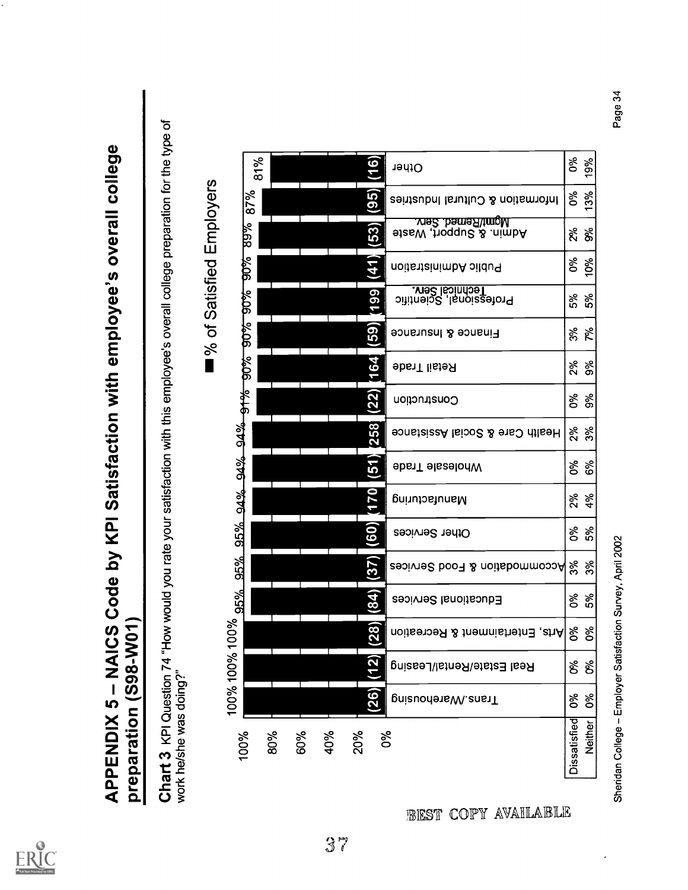# APPENDIX 5 – NAICS Code by KPI Satisfaction with employee's overall college preparation (S98-W01)

**Chart 3** KPI Question 74 "How would you rate your satisfaction with this employee's overall college preparation for the type of work he/she was doing?"

■ % of Satisfied Employers

| | Trans./Warehousing | Real Estate/Rental/Leasing | Arts, Entertainment & Recreation | Educational Services | Accommodation & Food Services | Other Services | Manufacturing | Wholesale Trade | Health Care & Social Assistance | Construction | Retail Trade | Finance & Insurance | Professional, Scientific Technical Serv. | Public Administration | Admin. & Support, Waste Mgmt/Remed. Serv. | Information & Cultural Industries | Other |
|---|---|---|---|---|---|---|---|---|---|---|---|---|---|---|---|---|---|
| % of Satisfied Employers | 100% | 100% | 100% | 95% | 95% | 95% | 94% | 94% | 94% | 91% | 90% | 90% | 90% | 90% | 89% | 87% | 81% |
| (n) | (26) | (12) | (28) | (84) | (37) | (60) | (170) | (51) | (258) | (22) | (164) | (59) | (199) | (41) | (53) | (95) | (16) |
| Dissatisfied | 0% | 0% | 0% | 0% | 3% | 0% | 2% | 0% | 2% | 0% | 2% | 3% | 5% | 0% | 2% | 0% | 0% |
| Neither | 0% | 0% | 0% | 5% | 3% | 5% | 4% | 6% | 3% | 9% | 9% | 7% | 5% | 10% | 9% | 13% | 19% |

BEST COPY AVAILABLE

Sheridan College – Employer Satisfaction Survey, April 2002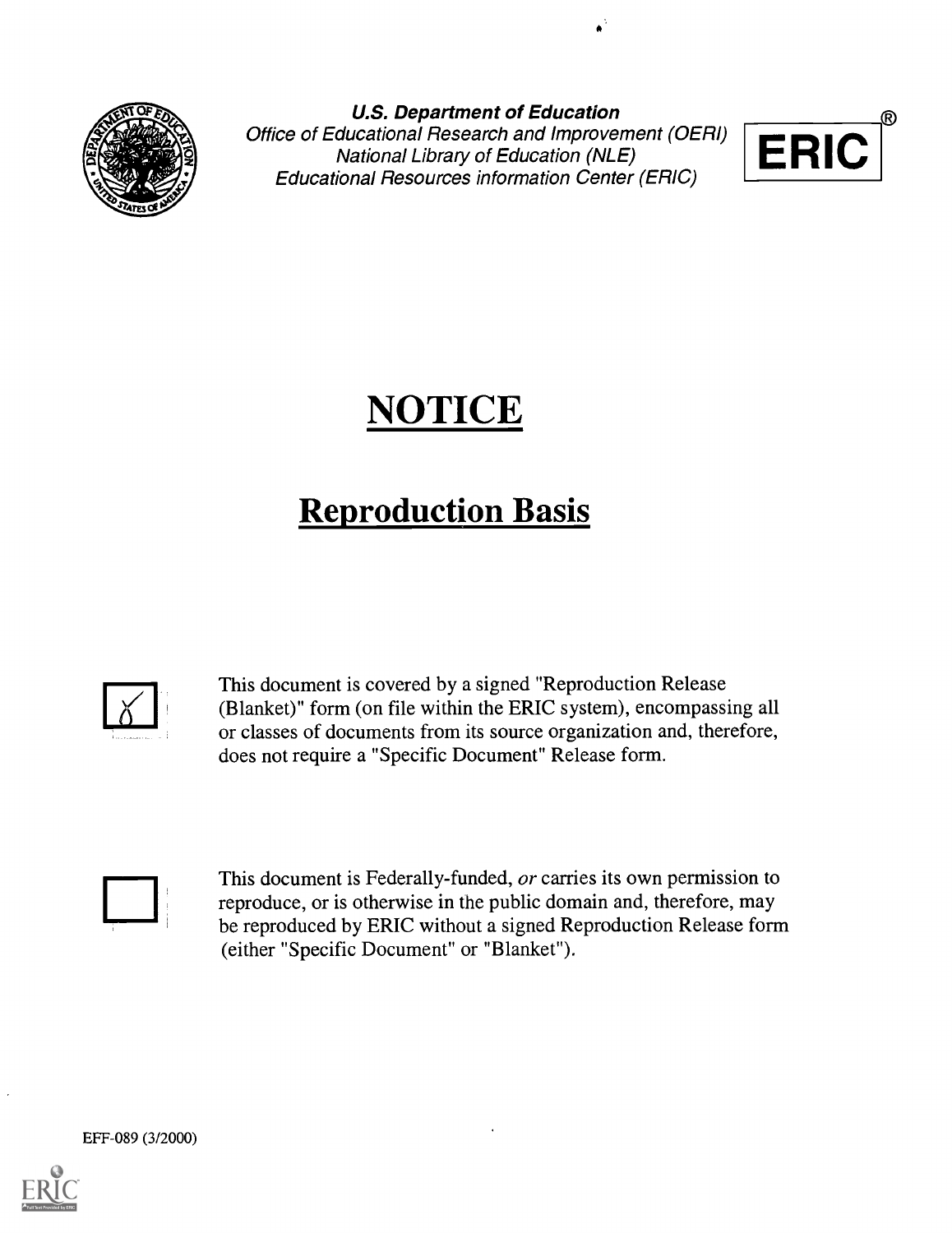**U.S. Department of Education**
*Office of Educational Research and Improvement (OERI)*
*National Library of Education (NLE)*
*Educational Resources information Center (ERIC)*

ERIC®

# NOTICE

## Reproduction Basis

- [x] This document is covered by a signed "Reproduction Release (Blanket)" form (on file within the ERIC system), encompassing all or classes of documents from its source organization and, therefore, does not require a "Specific Document" Release form.

- [ ] This document is Federally-funded, *or* carries its own permission to reproduce, or is otherwise in the public domain and, therefore, may be reproduced by ERIC without a signed Reproduction Release form (either "Specific Document" or "Blanket").

EFF-089 (3/2000)